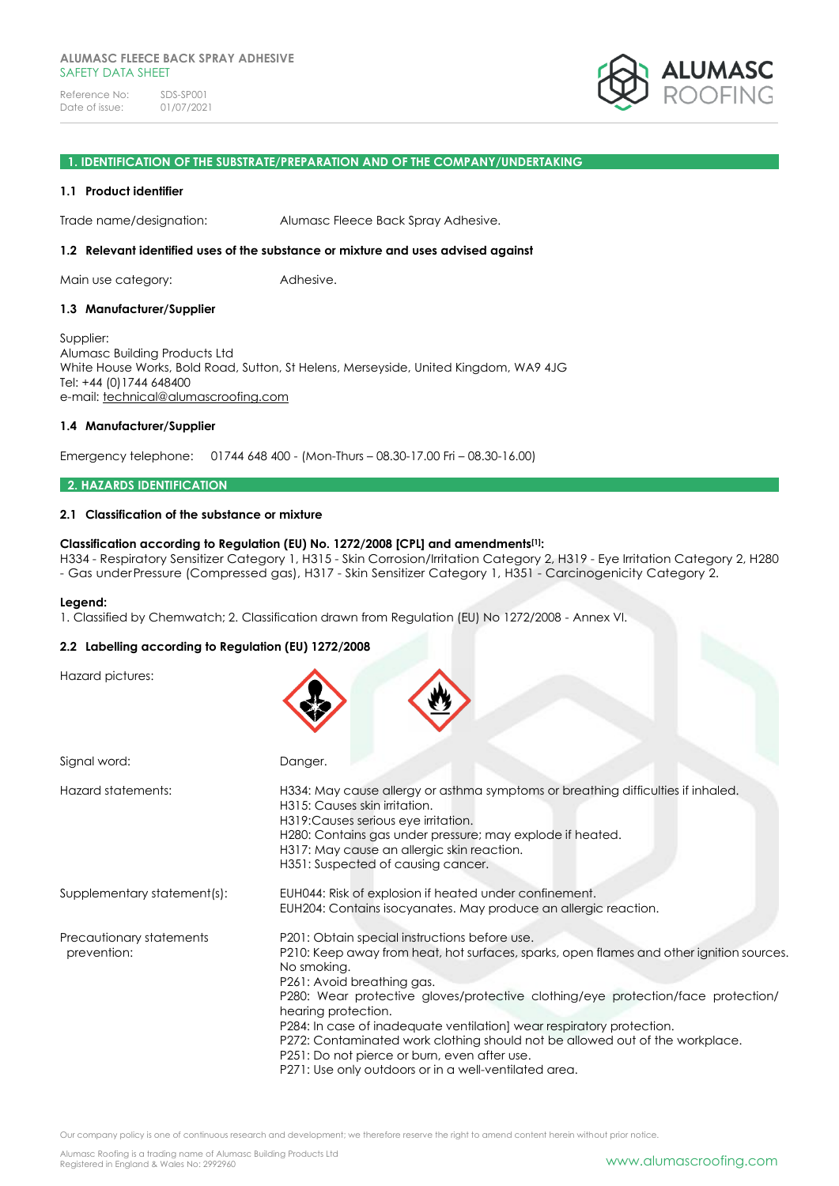**ALUMASC FLEECE BACK SPRAY ADHESIVE**
SAFETY DATA SHEET

Reference No: SDS-SP001
Date of issue: 01/07/2021

## 1. IDENTIFICATION OF THE SUBSTRATE/PREPARATION AND OF THE COMPANY/UNDERTAKING

### 1.1 Product identifier

Trade name/designation: Alumasc Fleece Back Spray Adhesive.

### 1.2 Relevant identified uses of the substance or mixture and uses advised against

Main use category: Adhesive.

### 1.3 Manufacturer/Supplier

Supplier:
Alumasc Building Products Ltd
White House Works, Bold Road, Sutton, St Helens, Merseyside, United Kingdom, WA9 4JG
Tel: +44 (0)1744 648400
e-mail: technical@alumascroofing.com

### 1.4 Manufacturer/Supplier

Emergency telephone: 01744 648 400 - (Mon-Thurs – 08.30-17.00 Fri – 08.30-16.00)

## 2. HAZARDS IDENTIFICATION

### 2.1 Classification of the substance or mixture

**Classification according to Regulation (EU) No. 1272/2008 [CPL] and amendments[1]:**
H334 - Respiratory Sensitizer Category 1, H315 - Skin Corrosion/Irritation Category 2, H319 - Eye Irritation Category 2, H280 - Gas under Pressure (Compressed gas), H317 - Skin Sensitizer Category 1, H351 - Carcinogenicity Category 2.

**Legend:**
1. Classified by Chemwatch; 2. Classification drawn from Regulation (EU) No 1272/2008 - Annex VI.

### 2.2 Labelling according to Regulation (EU) 1272/2008

Hazard pictures:

Signal word: Danger.

Hazard statements:
H334: May cause allergy or asthma symptoms or breathing difficulties if inhaled.
H315: Causes skin irritation.
H319:Causes serious eye irritation.
H280: Contains gas under pressure; may explode if heated.
H317: May cause an allergic skin reaction.
H351: Suspected of causing cancer.

Supplementary statement(s):
EUH044: Risk of explosion if heated under confinement.
EUH204: Contains isocyanates. May produce an allergic reaction.

Precautionary statements prevention:
P201: Obtain special instructions before use.
P210: Keep away from heat, hot surfaces, sparks, open flames and other ignition sources. No smoking.
P261: Avoid breathing gas.
P280: Wear protective gloves/protective clothing/eye protection/face protection/ hearing protection.
P284: In case of inadequate ventilation] wear respiratory protection.
P272: Contaminated work clothing should not be allowed out of the workplace.
P251: Do not pierce or burn, even after use.
P271: Use only outdoors or in a well-ventilated area.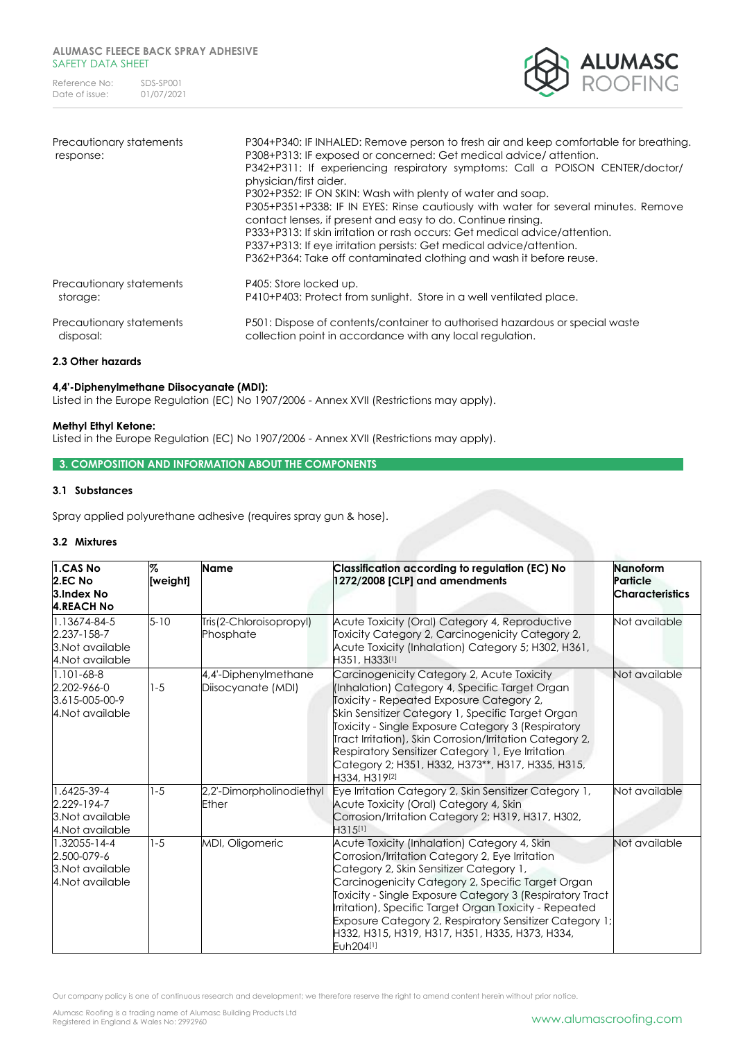| | |
|---|---|
| Precautionary statements response: | P304+P340: IF INHALED: Remove person to fresh air and keep comfortable for breathing.<br>P308+P313: IF exposed or concerned: Get medical advice/ attention.<br>P342+P311: If experiencing respiratory symptoms: Call a POISON CENTER/doctor/ physician/first aider.<br>P302+P352: IF ON SKIN: Wash with plenty of water and soap.<br>P305+P351+P338: IF IN EYES: Rinse cautiously with water for several minutes. Remove contact lenses, if present and easy to do. Continue rinsing.<br>P333+P313: If skin irritation or rash occurs: Get medical advice/attention.<br>P337+P313: If eye irritation persists: Get medical advice/attention.<br>P362+P364: Take off contaminated clothing and wash it before reuse. |
| Precautionary statements storage: | P405: Store locked up.<br>P410+P403: Protect from sunlight. Store in a well ventilated place. |
| Precautionary statements disposal: | P501: Dispose of contents/container to authorised hazardous or special waste collection point in accordance with any local regulation. |

### 2.3 Other hazards

**4,4'-Diphenylmethane Diisocyanate (MDI):**
Listed in the Europe Regulation (EC) No 1907/2006 - Annex XVII (Restrictions may apply).

**Methyl Ethyl Ketone:**
Listed in the Europe Regulation (EC) No 1907/2006 - Annex XVII (Restrictions may apply).

## 3. COMPOSITION AND INFORMATION ABOUT THE COMPONENTS

### 3.1 Substances

Spray applied polyurethane adhesive (requires spray gun & hose).

### 3.2 Mixtures

| 1.CAS No<br>2.EC No<br>3.Index No<br>4.REACH No | % [weight] | Name | Classification according to regulation (EC) No 1272/2008 [CLP] and amendments | Nanoform Particle Characteristics |
|---|---|---|---|---|
| 1.13674-84-5<br>2.237-158-7<br>3.Not available<br>4.Not available | 5-10 | Tris(2-Chloroisopropyl) Phosphate | Acute Toxicity (Oral) Category 4, Reproductive Toxicity Category 2, Carcinogenicity Category 2, Acute Toxicity (Inhalation) Category 5; H302, H361, H351, H333[1] | Not available |
| 1.101-68-8<br>2.202-966-0<br>3.615-005-00-9<br>4.Not available | 1-5 | 4,4'-Diphenylmethane Diisocyanate (MDI) | Carcinogenicity Category 2, Acute Toxicity (Inhalation) Category 4, Specific Target Organ Toxicity - Repeated Exposure Category 2, Skin Sensitizer Category 1, Specific Target Organ Toxicity - Single Exposure Category 3 (Respiratory Tract Irritation), Skin Corrosion/Irritation Category 2, Respiratory Sensitizer Category 1, Eye Irritation Category 2; H351, H332, H373**, H317, H335, H315, H334, H319[2] | Not available |
| 1.6425-39-4<br>2.229-194-7<br>3.Not available<br>4.Not available | 1-5 | 2,2'-Dimorpholinodiethyl Ether | Eye Irritation Category 2, Skin Sensitizer Category 1, Acute Toxicity (Oral) Category 4, Skin Corrosion/Irritation Category 2; H319, H317, H302, H315[1] | Not available |
| 1.32055-14-4<br>2.500-079-6<br>3.Not available<br>4.Not available | 1-5 | MDI, Oligomeric | Acute Toxicity (Inhalation) Category 4, Skin Corrosion/Irritation Category 2, Eye Irritation Category 2, Skin Sensitizer Category 1, Carcinogenicity Category 2, Specific Target Organ Toxicity - Single Exposure Category 3 (Respiratory Tract Irritation), Specific Target Organ Toxicity - Repeated Exposure Category 2, Respiratory Sensitizer Category 1; H332, H315, H319, H317, H351, H335, H373, H334, Euh204[1] | Not available |

Our company policy is one of continuous research and development; we therefore reserve the right to amend content herein without prior notice.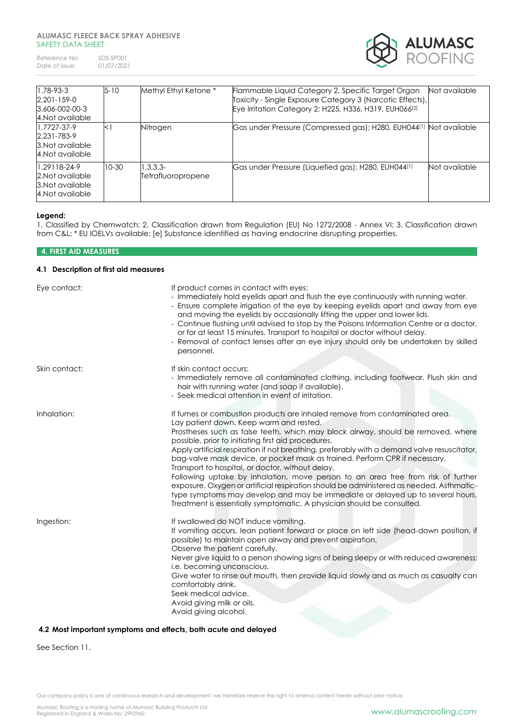| | | | | |
|---|---|---|---|---|
| 1.78-93-3<br>2.201-159-0<br>3.606-002-00-3<br>4.Not available | 5-10 | Methyl Ethyl Ketone * | Flammable Liquid Category 2, Specific Target Organ Toxicity - Single Exposure Category 3 (Narcotic Effects), Eye Irritation Category 2; H225, H336, H319, EUH066[2] | Not available |
| 1.7727-37-9<br>2.231-783-9<br>3.Not available<br>4.Not available | <1 | Nitrogen | Gas under Pressure (Compressed gas); H280, EUH044[1] | Not available |
| 1.29118-24-9<br>2.Not available<br>3.Not available<br>4.Not available | 10-30 | 1,3,3,3-Tetrafluoropropene | Gas under Pressure (Liquefied gas); H280, EUH044[1] | Not available |

**Legend:**
1. Classified by Chemwatch; 2. Classification drawn from Regulation (EU) No 1272/2008 - Annex VI; 3. Classification drawn from C&L; * EU IOELVs available; [e] Substance identified as having endocrine disrupting properties.

## 4. FIRST AID MEASURES

### 4.1 Description of first aid measures

**Eye contact:**

If product comes in contact with eyes:
- Immediately hold eyelids apart and flush the eye continuously with running water.
- Ensure complete irrigation of the eye by keeping eyelids apart and away from eye and moving the eyelids by occasionally lifting the upper and lower lids.
- Continue flushing until advised to stop by the Poisons Information Centre or a doctor, or for at least 15 minutes. Transport to hospital or doctor without delay.
- Removal of contact lenses after an eye injury should only be undertaken by skilled personnel.

**Skin contact:**

If skin contact occurs:
- Immediately remove all contaminated clothing, including footwear. Flush skin and hair with running water (and soap if available).
- Seek medical attention in event of irritation.

**Inhalation:**

If fumes or combustion products are inhaled remove from contaminated area.
Lay patient down. Keep warm and rested.
Prostheses such as false teeth, which may block airway, should be removed, where possible, prior to initiating first aid procedures.
Apply artificial respiration if not breathing, preferably with a demand valve resuscitator, bag-valve mask device, or pocket mask as trained. Perform CPR if necessary.
Transport to hospital, or doctor, without delay.
Following uptake by inhalation, move person to an area free from risk of further exposure. Oxygen or artificial respiration should be administered as needed. Asthmatic-type symptoms may develop and may be immediate or delayed up to several hours. Treatment is essentially symptomatic. A physician should be consulted.

**Ingestion:**

If swallowed do NOT induce vomiting.
If vomiting occurs, lean patient forward or place on left side (head-down position, if possible) to maintain open airway and prevent aspiration.
Observe the patient carefully.
Never give liquid to a person showing signs of being sleepy or with reduced awareness; i.e. becoming unconscious.
Give water to rinse out mouth, then provide liquid slowly and as much as casualty can comfortably drink.
Seek medical advice.
Avoid giving milk or oils.
Avoid giving alcohol.

### 4.2 Most important symptoms and effects, both acute and delayed

See Section 11.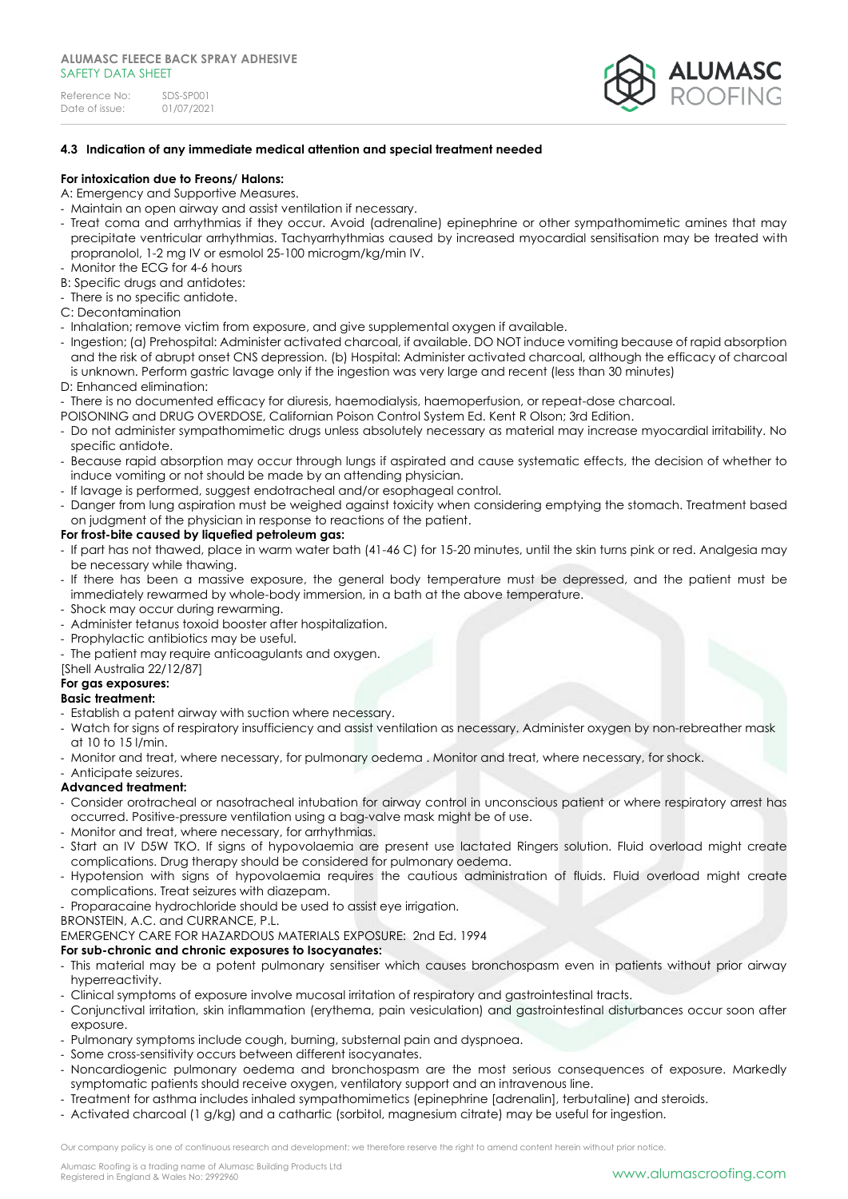### 4.3 Indication of any immediate medical attention and special treatment needed

**For intoxication due to Freons/ Halons:**

A: Emergency and Supportive Measures.

- Maintain an open airway and assist ventilation if necessary.
- Treat coma and arrhythmias if they occur. Avoid (adrenaline) epinephrine or other sympathomimetic amines that may precipitate ventricular arrhythmias. Tachyarrhythmias caused by increased myocardial sensitisation may be treated with propranolol, 1-2 mg IV or esmolol 25-100 microgm/kg/min IV.
- Monitor the ECG for 4-6 hours

B: Specific drugs and antidotes:

- There is no specific antidote.

C: Decontamination

- Inhalation; remove victim from exposure, and give supplemental oxygen if available.
- Ingestion; (a) Prehospital: Administer activated charcoal, if available. DO NOT induce vomiting because of rapid absorption and the risk of abrupt onset CNS depression. (b) Hospital: Administer activated charcoal, although the efficacy of charcoal is unknown. Perform gastric lavage only if the ingestion was very large and recent (less than 30 minutes)

D: Enhanced elimination:

- There is no documented efficacy for diuresis, haemodialysis, haemoperfusion, or repeat-dose charcoal.

POISONING and DRUG OVERDOSE, Californian Poison Control System Ed. Kent R Olson; 3rd Edition.

- Do not administer sympathomimetic drugs unless absolutely necessary as material may increase myocardial irritability. No specific antidote.
- Because rapid absorption may occur through lungs if aspirated and cause systematic effects, the decision of whether to induce vomiting or not should be made by an attending physician.
- If lavage is performed, suggest endotracheal and/or esophageal control.
- Danger from lung aspiration must be weighed against toxicity when considering emptying the stomach. Treatment based on judgment of the physician in response to reactions of the patient.

**For frost-bite caused by liquefied petroleum gas:**

- If part has not thawed, place in warm water bath (41-46 C) for 15-20 minutes, until the skin turns pink or red. Analgesia may be necessary while thawing.
- If there has been a massive exposure, the general body temperature must be depressed, and the patient must be immediately rewarmed by whole-body immersion, in a bath at the above temperature.
- Shock may occur during rewarming.
- Administer tetanus toxoid booster after hospitalization.
- Prophylactic antibiotics may be useful.
- The patient may require anticoagulants and oxygen.

[Shell Australia 22/12/87]

**For gas exposures:**

**Basic treatment:**

- Establish a patent airway with suction where necessary.
- Watch for signs of respiratory insufficiency and assist ventilation as necessary. Administer oxygen by non-rebreather mask at 10 to 15 l/min.
- Monitor and treat, where necessary, for pulmonary oedema . Monitor and treat, where necessary, for shock.
- Anticipate seizures.

**Advanced treatment:**

- Consider orotracheal or nasotracheal intubation for airway control in unconscious patient or where respiratory arrest has occurred. Positive-pressure ventilation using a bag-valve mask might be of use.
- Monitor and treat, where necessary, for arrhythmias.
- Start an IV D5W TKO. If signs of hypovolaemia are present use lactated Ringers solution. Fluid overload might create complications. Drug therapy should be considered for pulmonary oedema.
- Hypotension with signs of hypovolaemia requires the cautious administration of fluids. Fluid overload might create complications. Treat seizures with diazepam.
- Proparacaine hydrochloride should be used to assist eye irrigation.

BRONSTEIN, A.C. and CURRANCE, P.L.

EMERGENCY CARE FOR HAZARDOUS MATERIALS EXPOSURE: 2nd Ed. 1994

**For sub-chronic and chronic exposures to Isocyanates:**

- This material may be a potent pulmonary sensitiser which causes bronchospasm even in patients without prior airway hyperreactivity.
- Clinical symptoms of exposure involve mucosal irritation of respiratory and gastrointestinal tracts.
- Conjunctival irritation, skin inflammation (erythema, pain vesiculation) and gastrointestinal disturbances occur soon after exposure.
- Pulmonary symptoms include cough, burning, substernal pain and dyspnoea.
- Some cross-sensitivity occurs between different isocyanates.
- Noncardiogenic pulmonary oedema and bronchospasm are the most serious consequences of exposure. Markedly symptomatic patients should receive oxygen, ventilatory support and an intravenous line.
- Treatment for asthma includes inhaled sympathomimetics (epinephrine [adrenalin], terbutaline) and steroids.
- Activated charcoal (1 g/kg) and a cathartic (sorbitol, magnesium citrate) may be useful for ingestion.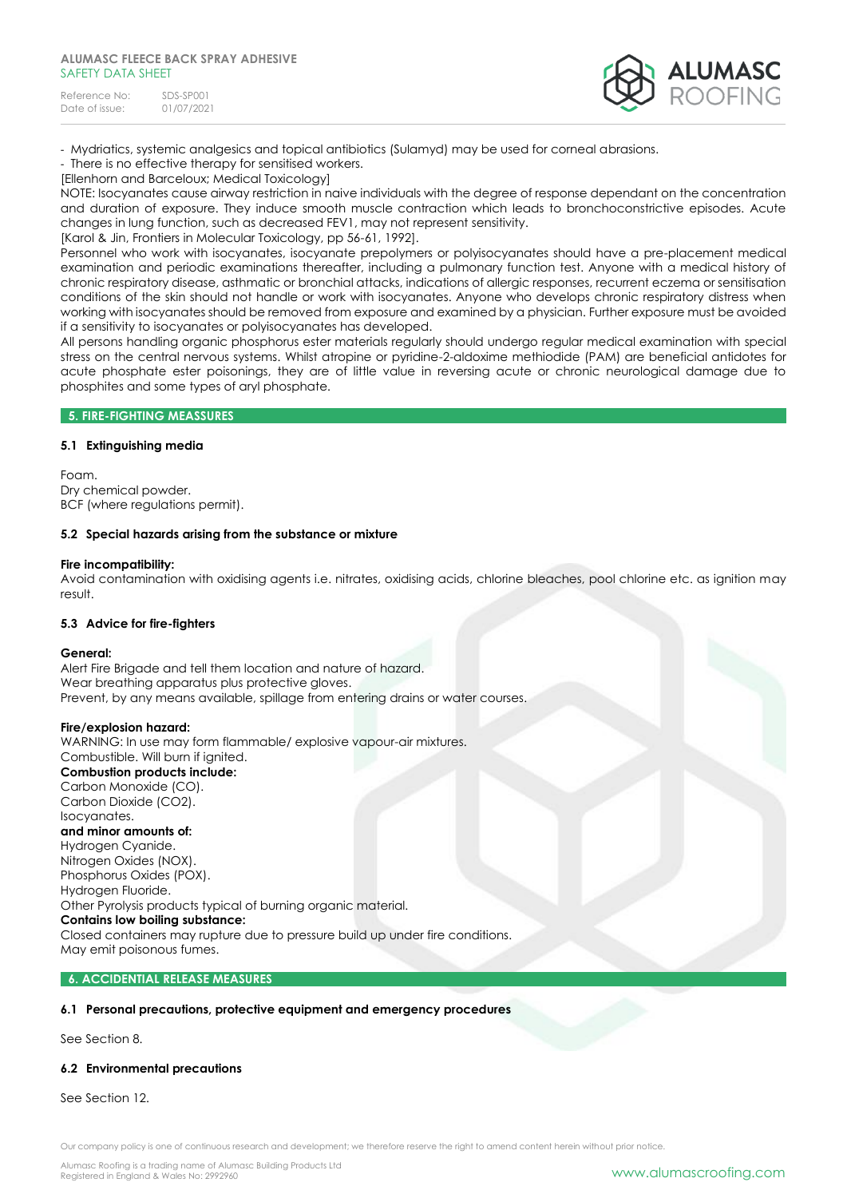- Mydriatics, systemic analgesics and topical antibiotics (Sulamyd) may be used for corneal abrasions.
- There is no effective therapy for sensitised workers.

[Ellenhorn and Barceloux; Medical Toxicology]

NOTE: Isocyanates cause airway restriction in naive individuals with the degree of response dependant on the concentration and duration of exposure. They induce smooth muscle contraction which leads to bronchoconstrictive episodes. Acute changes in lung function, such as decreased FEV1, may not represent sensitivity.

[Karol & Jin, Frontiers in Molecular Toxicology, pp 56-61, 1992].

Personnel who work with isocyanates, isocyanate prepolymers or polyisocyanates should have a pre-placement medical examination and periodic examinations thereafter, including a pulmonary function test. Anyone with a medical history of chronic respiratory disease, asthmatic or bronchial attacks, indications of allergic responses, recurrent eczema or sensitisation conditions of the skin should not handle or work with isocyanates. Anyone who develops chronic respiratory distress when working with isocyanates should be removed from exposure and examined by a physician. Further exposure must be avoided if a sensitivity to isocyanates or polyisocyanates has developed.

All persons handling organic phosphorus ester materials regularly should undergo regular medical examination with special stress on the central nervous systems. Whilst atropine or pyridine-2-aldoxime methiodide (PAM) are beneficial antidotes for acute phosphate ester poisonings, they are of little value in reversing acute or chronic neurological damage due to phosphites and some types of aryl phosphate.

## 5. FIRE-FIGHTING MEASSURES

### 5.1 Extinguishing media

Foam.
Dry chemical powder.
BCF (where regulations permit).

### 5.2 Special hazards arising from the substance or mixture

**Fire incompatibility:**
Avoid contamination with oxidising agents i.e. nitrates, oxidising acids, chlorine bleaches, pool chlorine etc. as ignition may result.

### 5.3 Advice for fire-fighters

**General:**
Alert Fire Brigade and tell them location and nature of hazard.
Wear breathing apparatus plus protective gloves.
Prevent, by any means available, spillage from entering drains or water courses.

**Fire/explosion hazard:**
WARNING: In use may form flammable/ explosive vapour-air mixtures.
Combustible. Will burn if ignited.
**Combustion products include:**
Carbon Monoxide (CO).
Carbon Dioxide ($CO_2$).
Isocyanates.
**and minor amounts of:**
Hydrogen Cyanide.
Nitrogen Oxides (NOX).
Phosphorus Oxides (POX).
Hydrogen Fluoride.
Other Pyrolysis products typical of burning organic material.
**Contains low boiling substance:**
Closed containers may rupture due to pressure build up under fire conditions.
May emit poisonous fumes.

## 6. ACCIDENTIAL RELEASE MEASURES

### 6.1 Personal precautions, protective equipment and emergency procedures

See Section 8.

### 6.2 Environmental precautions

See Section 12.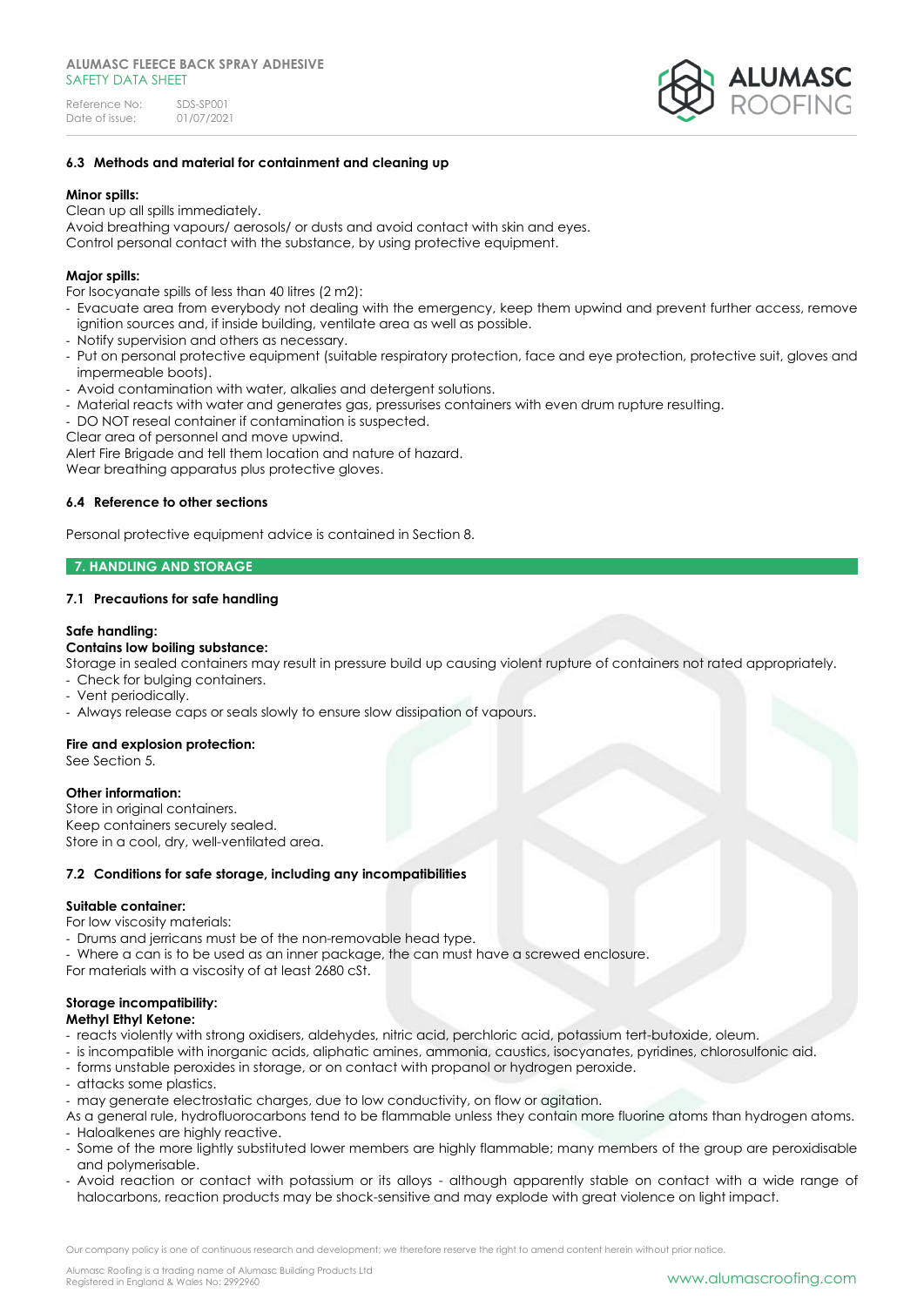### 6.3 Methods and material for containment and cleaning up

**Minor spills:**
Clean up all spills immediately.
Avoid breathing vapours/ aerosols/ or dusts and avoid contact with skin and eyes.
Control personal contact with the substance, by using protective equipment.

**Major spills:**
For Isocyanate spills of less than 40 litres (2 m2):
- Evacuate area from everybody not dealing with the emergency, keep them upwind and prevent further access, remove ignition sources and, if inside building, ventilate area as well as possible.
- Notify supervision and others as necessary.
- Put on personal protective equipment (suitable respiratory protection, face and eye protection, protective suit, gloves and impermeable boots).
- Avoid contamination with water, alkalies and detergent solutions.
- Material reacts with water and generates gas, pressurises containers with even drum rupture resulting.
- DO NOT reseal container if contamination is suspected.

Clear area of personnel and move upwind.
Alert Fire Brigade and tell them location and nature of hazard.
Wear breathing apparatus plus protective gloves.

### 6.4 Reference to other sections

Personal protective equipment advice is contained in Section 8.

## 7. HANDLING AND STORAGE

### 7.1 Precautions for safe handling

**Safe handling:**
**Contains low boiling substance:**
Storage in sealed containers may result in pressure build up causing violent rupture of containers not rated appropriately.
- Check for bulging containers.
- Vent periodically.
- Always release caps or seals slowly to ensure slow dissipation of vapours.

**Fire and explosion protection:**
See Section 5.

**Other information:**
Store in original containers.
Keep containers securely sealed.
Store in a cool, dry, well-ventilated area.

### 7.2 Conditions for safe storage, including any incompatibilities

**Suitable container:**
For low viscosity materials:
- Drums and jerricans must be of the non-removable head type.
- Where a can is to be used as an inner package, the can must have a screwed enclosure.

For materials with a viscosity of at least 2680 cSt.

**Storage incompatibility:**
**Methyl Ethyl Ketone:**
- reacts violently with strong oxidisers, aldehydes, nitric acid, perchloric acid, potassium tert-butoxide, oleum.
- is incompatible with inorganic acids, aliphatic amines, ammonia, caustics, isocyanates, pyridines, chlorosulfonic aid.
- forms unstable peroxides in storage, or on contact with propanol or hydrogen peroxide.
- attacks some plastics.
- may generate electrostatic charges, due to low conductivity, on flow or agitation.

As a general rule, hydrofluorocarbons tend to be flammable unless they contain more fluorine atoms than hydrogen atoms.
- Haloalkenes are highly reactive.
- Some of the more lightly substituted lower members are highly flammable; many members of the group are peroxidisable and polymerisable.
- Avoid reaction or contact with potassium or its alloys - although apparently stable on contact with a wide range of halocarbons, reaction products may be shock-sensitive and may explode with great violence on light impact.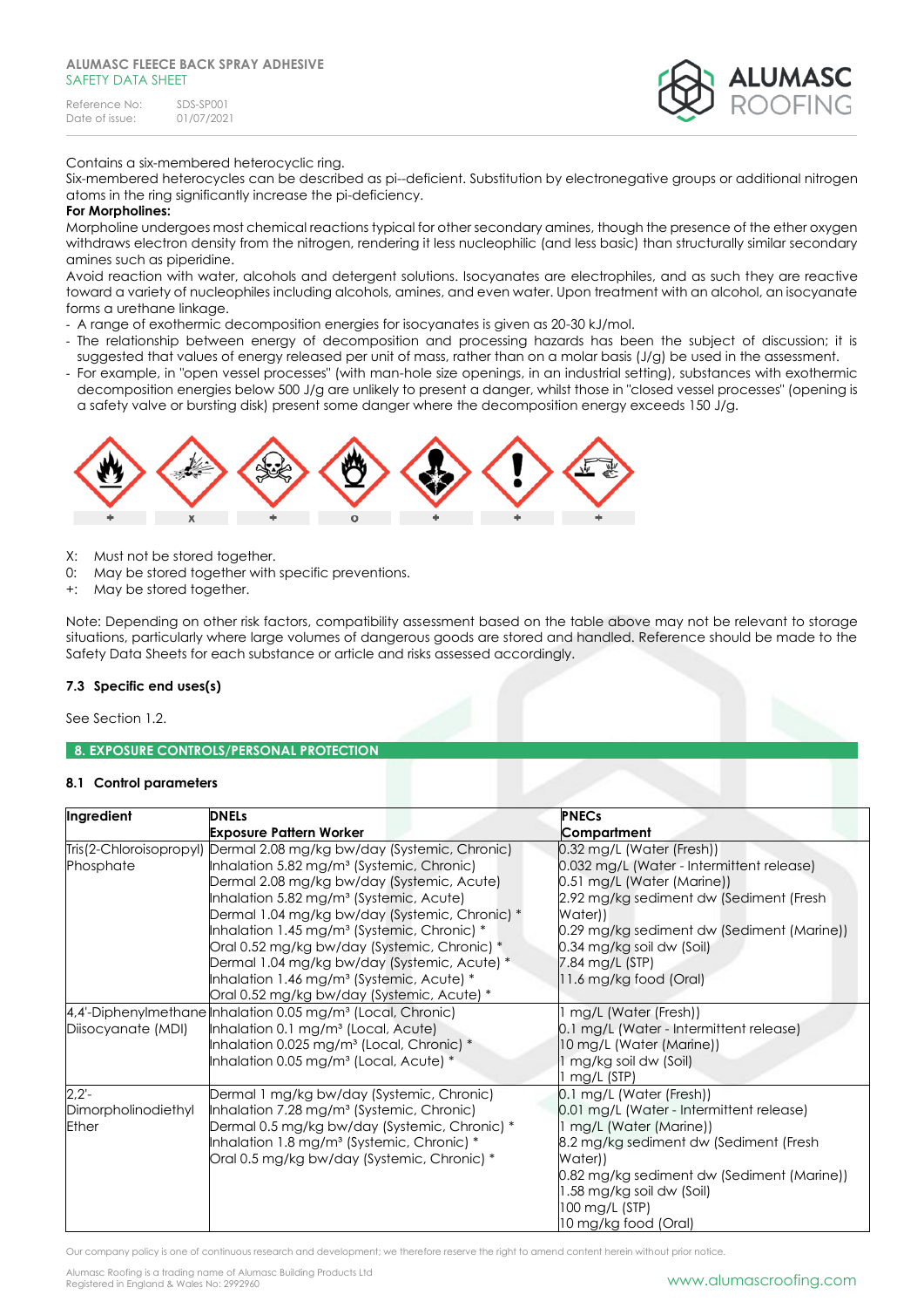Contains a six-membered heterocyclic ring.
Six-membered heterocycles can be described as pi--deficient. Substitution by electronegative groups or additional nitrogen atoms in the ring significantly increase the pi-deficiency.

**For Morpholines:**

Morpholine undergoes most chemical reactions typical for other secondary amines, though the presence of the ether oxygen withdraws electron density from the nitrogen, rendering it less nucleophilic (and less basic) than structurally similar secondary amines such as piperidine.

Avoid reaction with water, alcohols and detergent solutions. Isocyanates are electrophiles, and as such they are reactive toward a variety of nucleophiles including alcohols, amines, and even water. Upon treatment with an alcohol, an isocyanate forms a urethane linkage.

- A range of exothermic decomposition energies for isocyanates is given as 20-30 kJ/mol.
- The relationship between energy of decomposition and processing hazards has been the subject of discussion; it is suggested that values of energy released per unit of mass, rather than on a molar basis (J/g) be used in the assessment.
- For example, in "open vessel processes" (with man-hole size openings, in an industrial setting), substances with exothermic decomposition energies below 500 J/g are unlikely to present a danger, whilst those in "closed vessel processes" (opening is a safety valve or bursting disk) present some danger where the decomposition energy exceeds 150 J/g.

| | | | | | | |
|---|---|---|---|---|---|---|
| + | X | + | O | + | + | + |

X: Must not be stored together.
O: May be stored together with specific preventions.
+: May be stored together.

Note: Depending on other risk factors, compatibility assessment based on the table above may not be relevant to storage situations, particularly where large volumes of dangerous goods are stored and handled. Reference should be made to the Safety Data Sheets for each substance or article and risks assessed accordingly.

### 7.3 Specific end uses(s)

See Section 1.2.

## 8. EXPOSURE CONTROLS/PERSONAL PROTECTION

### 8.1 Control parameters

| Ingredient | DNELs<br>Exposure Pattern Worker | PNECs<br>Compartment |
|---|---|---|
| Tris(2-Chloroisopropyl) Phosphate | Dermal 2.08 mg/kg bw/day (Systemic, Chronic)<br>Inhalation 5.82 mg/m³ (Systemic, Chronic)<br>Dermal 2.08 mg/kg bw/day (Systemic, Acute)<br>Inhalation 5.82 mg/m³ (Systemic, Acute)<br>Dermal 1.04 mg/kg bw/day (Systemic, Chronic) *<br>Inhalation 1.45 mg/m³ (Systemic, Chronic) *<br>Oral 0.52 mg/kg bw/day (Systemic, Chronic) *<br>Dermal 1.04 mg/kg bw/day (Systemic, Acute) *<br>Inhalation 1.46 mg/m³ (Systemic, Acute) *<br>Oral 0.52 mg/kg bw/day (Systemic, Acute) * | 0.32 mg/L (Water (Fresh))<br>0.032 mg/L (Water - Intermittent release)<br>0.51 mg/L (Water (Marine))<br>2.92 mg/kg sediment dw (Sediment (Fresh Water))<br>0.29 mg/kg sediment dw (Sediment (Marine))<br>0.34 mg/kg soil dw (Soil)<br>7.84 mg/L (STP)<br>11.6 mg/kg food (Oral) |
| 4,4'-Diphenylmethane Diisocyanate (MDI) | Inhalation 0.05 mg/m³ (Local, Chronic)<br>Inhalation 0.1 mg/m³ (Local, Acute)<br>Inhalation 0.025 mg/m³ (Local, Chronic) *<br>Inhalation 0.05 mg/m³ (Local, Acute) * | 1 mg/L (Water (Fresh))<br>0.1 mg/L (Water - Intermittent release)<br>10 mg/L (Water (Marine))<br>1 mg/kg soil dw (Soil)<br>1 mg/L (STP) |
| 2,2'-Dimorpholinodiethyl Ether | Dermal 1 mg/kg bw/day (Systemic, Chronic)<br>Inhalation 7.28 mg/m³ (Systemic, Chronic)<br>Dermal 0.5 mg/kg bw/day (Systemic, Chronic) *<br>Inhalation 1.8 mg/m³ (Systemic, Chronic) *<br>Oral 0.5 mg/kg bw/day (Systemic, Chronic) * | 0.1 mg/L (Water (Fresh))<br>0.01 mg/L (Water - Intermittent release)<br>1 mg/L (Water (Marine))<br>8.2 mg/kg sediment dw (Sediment (Fresh Water))<br>0.82 mg/kg sediment dw (Sediment (Marine))<br>1.58 mg/kg soil dw (Soil)<br>100 mg/L (STP)<br>10 mg/kg food (Oral) |

Our company policy is one of continuous research and development; we therefore reserve the right to amend content herein without prior notice.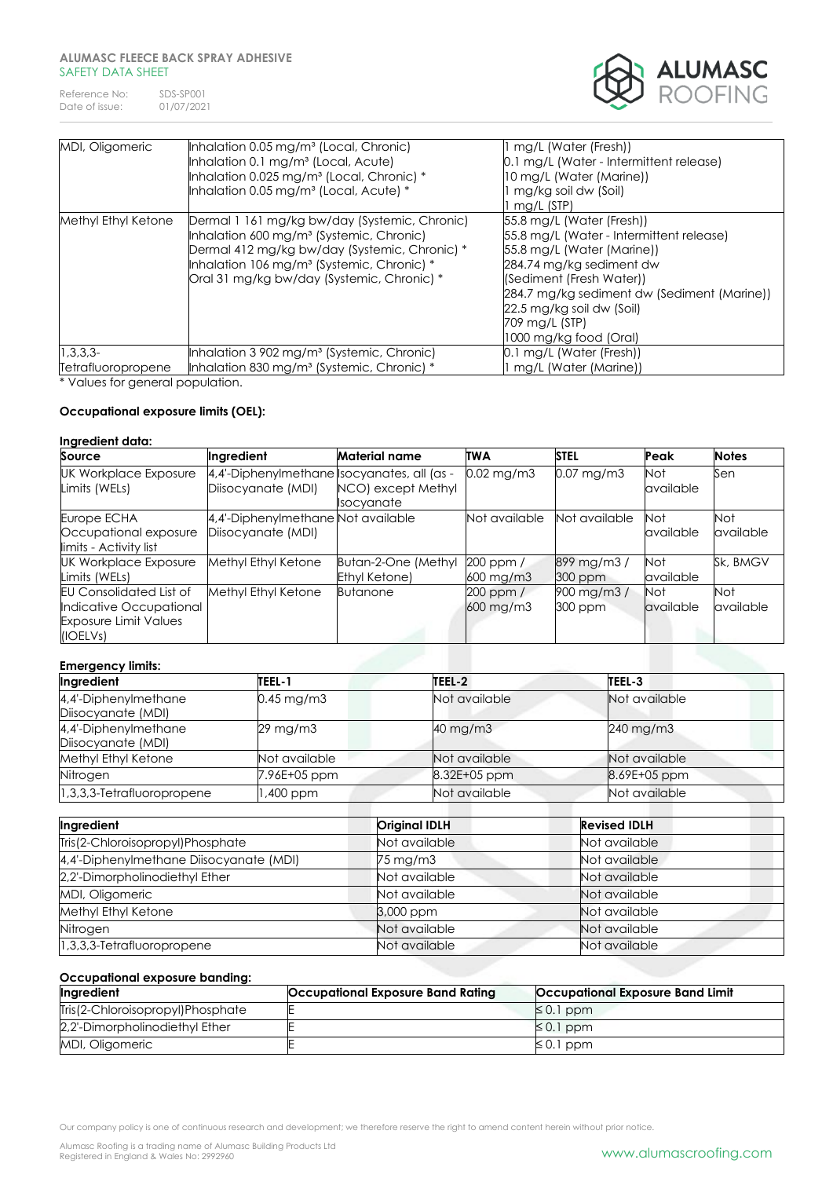| | | |
|---|---|---|
| MDI, Oligomeric | Inhalation 0.05 mg/m³ (Local, Chronic)<br>Inhalation 0.1 mg/m³ (Local, Acute)<br>Inhalation 0.025 mg/m³ (Local, Chronic) *<br>Inhalation 0.05 mg/m³ (Local, Acute) * | 1 mg/L (Water (Fresh))<br>0.1 mg/L (Water - Intermittent release)<br>10 mg/L (Water (Marine))<br>1 mg/kg soil dw (Soil)<br>1 mg/L (STP) |
| Methyl Ethyl Ketone | Dermal 1 161 mg/kg bw/day (Systemic, Chronic)<br>Inhalation 600 mg/m³ (Systemic, Chronic)<br>Dermal 412 mg/kg bw/day (Systemic, Chronic) *<br>Inhalation 106 mg/m³ (Systemic, Chronic) *<br>Oral 31 mg/kg bw/day (Systemic, Chronic) * | 55.8 mg/L (Water (Fresh))<br>55.8 mg/L (Water - Intermittent release)<br>55.8 mg/L (Water (Marine))<br>284.74 mg/kg sediment dw (Sediment (Fresh Water))<br>284.7 mg/kg sediment dw (Sediment (Marine))<br>22.5 mg/kg soil dw (Soil)<br>709 mg/L (STP)<br>1000 mg/kg food (Oral) |
| 1,3,3,3-Tetrafluoropropene | Inhalation 3 902 mg/m³ (Systemic, Chronic)<br>Inhalation 830 mg/m³ (Systemic, Chronic) * | 0.1 mg/L (Water (Fresh))<br>1 mg/L (Water (Marine)) |

* Values for general population.

**Occupational exposure limits (OEL):**

**Ingredient data:**

| Source | Ingredient | Material name | TWA | STEL | Peak | Notes |
|---|---|---|---|---|---|---|
| UK Workplace Exposure Limits (WELs) | 4,4'-Diphenylmethane Diisocyanate (MDI) | Isocyanates, all (as -NCO) except Methyl Isocyanate | 0.02 mg/m3 | 0.07 mg/m3 | Not available | Sen |
| Europe ECHA Occupational exposure limits - Activity list | 4,4'-Diphenylmethane Diisocyanate (MDI) | Not available | Not available | Not available | Not available | Not available |
| UK Workplace Exposure Limits (WELs) | Methyl Ethyl Ketone | Butan-2-One (Methyl Ethyl Ketone) | 200 ppm / 600 mg/m3 | 899 mg/m3 / 300 ppm | Not available | Sk, BMGV |
| EU Consolidated List of Indicative Occupational Exposure Limit Values (IOELVs) | Methyl Ethyl Ketone | Butanone | 200 ppm / 600 mg/m3 | 900 mg/m3 / 300 ppm | Not available | Not available |

**Emergency limits:**

| Ingredient | TEEL-1 | TEEL-2 | TEEL-3 |
|---|---|---|---|
| 4,4'-Diphenylmethane Diisocyanate (MDI) | 0.45 mg/m3 | Not available | Not available |
| 4,4'-Diphenylmethane Diisocyanate (MDI) | 29 mg/m3 | 40 mg/m3 | 240 mg/m3 |
| Methyl Ethyl Ketone | Not available | Not available | Not available |
| Nitrogen | 7.96E+05 ppm | 8.32E+05 ppm | 8.69E+05 ppm |
| 1,3,3,3-Tetrafluoropropene | 1,400 ppm | Not available | Not available |

| Ingredient | Original IDLH | Revised IDLH |
|---|---|---|
| Tris(2-Chloroisopropyl)Phosphate | Not available | Not available |
| 4,4'-Diphenylmethane Diisocyanate (MDI) | 75 mg/m3 | Not available |
| 2,2'-Dimorpholinodiethyl Ether | Not available | Not available |
| MDI, Oligomeric | Not available | Not available |
| Methyl Ethyl Ketone | 3,000 ppm | Not available |
| Nitrogen | Not available | Not available |
| 1,3,3,3-Tetrafluoropropene | Not available | Not available |

**Occupational exposure banding:**

| Ingredient | Occupational Exposure Band Rating | Occupational Exposure Band Limit |
|---|---|---|
| Tris(2-Chloroisopropyl)Phosphate | E | ≤ 0.1 ppm |
| 2,2'-Dimorpholinodiethyl Ether | E | ≤ 0.1 ppm |
| MDI, Oligomeric | E | ≤ 0.1 ppm |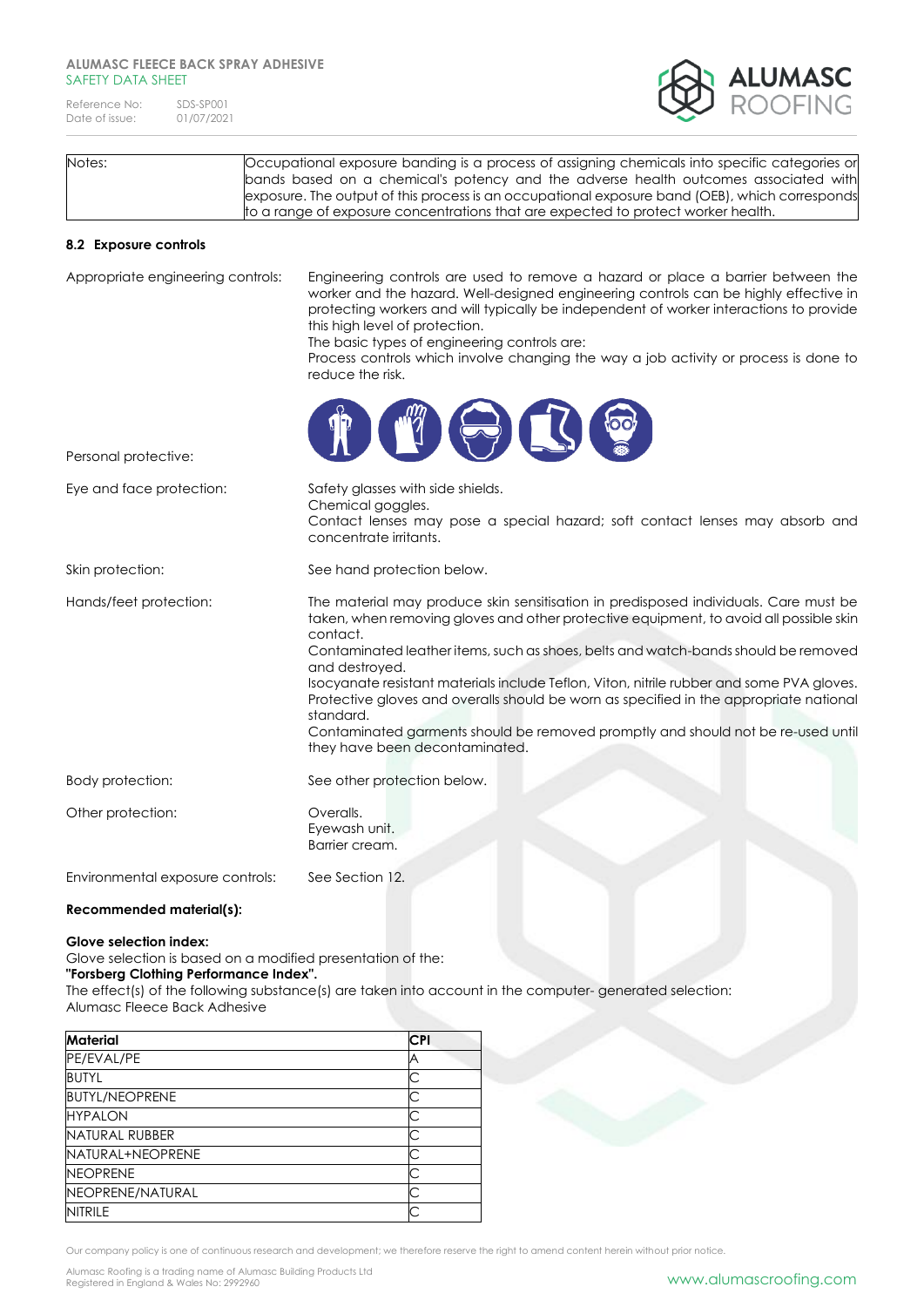| Notes: | Occupational exposure banding is a process of assigning chemicals into specific categories or bands based on a chemical's potency and the adverse health outcomes associated with exposure. The output of this process is an occupational exposure band (OEB), which corresponds to a range of exposure concentrations that are expected to protect worker health. |
|---|---|

### 8.2 Exposure controls

Appropriate engineering controls: Engineering controls are used to remove a hazard or place a barrier between the worker and the hazard. Well-designed engineering controls can be highly effective in protecting workers and will typically be independent of worker interactions to provide this high level of protection.
The basic types of engineering controls are:
Process controls which involve changing the way a job activity or process is done to reduce the risk.

Personal protective:

Eye and face protection: Safety glasses with side shields.
Chemical goggles.
Contact lenses may pose a special hazard; soft contact lenses may absorb and concentrate irritants.

Skin protection: See hand protection below.

Hands/feet protection: The material may produce skin sensitisation in predisposed individuals. Care must be taken, when removing gloves and other protective equipment, to avoid all possible skin contact.
Contaminated leather items, such as shoes, belts and watch-bands should be removed and destroyed.
Isocyanate resistant materials include Teflon, Viton, nitrile rubber and some PVA gloves.
Protective gloves and overalls should be worn as specified in the appropriate national standard.
Contaminated garments should be removed promptly and should not be re-used until they have been decontaminated.

Body protection: See other protection below.

Other protection: Overalls.
Eyewash unit.
Barrier cream.

Environmental exposure controls: See Section 12.

**Recommended material(s):**

**Glove selection index:**
Glove selection is based on a modified presentation of the:
**"Forsberg Clothing Performance Index".**
The effect(s) of the following substance(s) are taken into account in the computer- generated selection:
Alumasc Fleece Back Adhesive

| Material | CPI |
|---|---|
| PE/EVAL/PE | A |
| BUTYL | C |
| BUTYL/NEOPRENE | C |
| HYPALON | C |
| NATURAL RUBBER | C |
| NATURAL+NEOPRENE | C |
| NEOPRENE | C |
| NEOPRENE/NATURAL | C |
| NITRILE | C |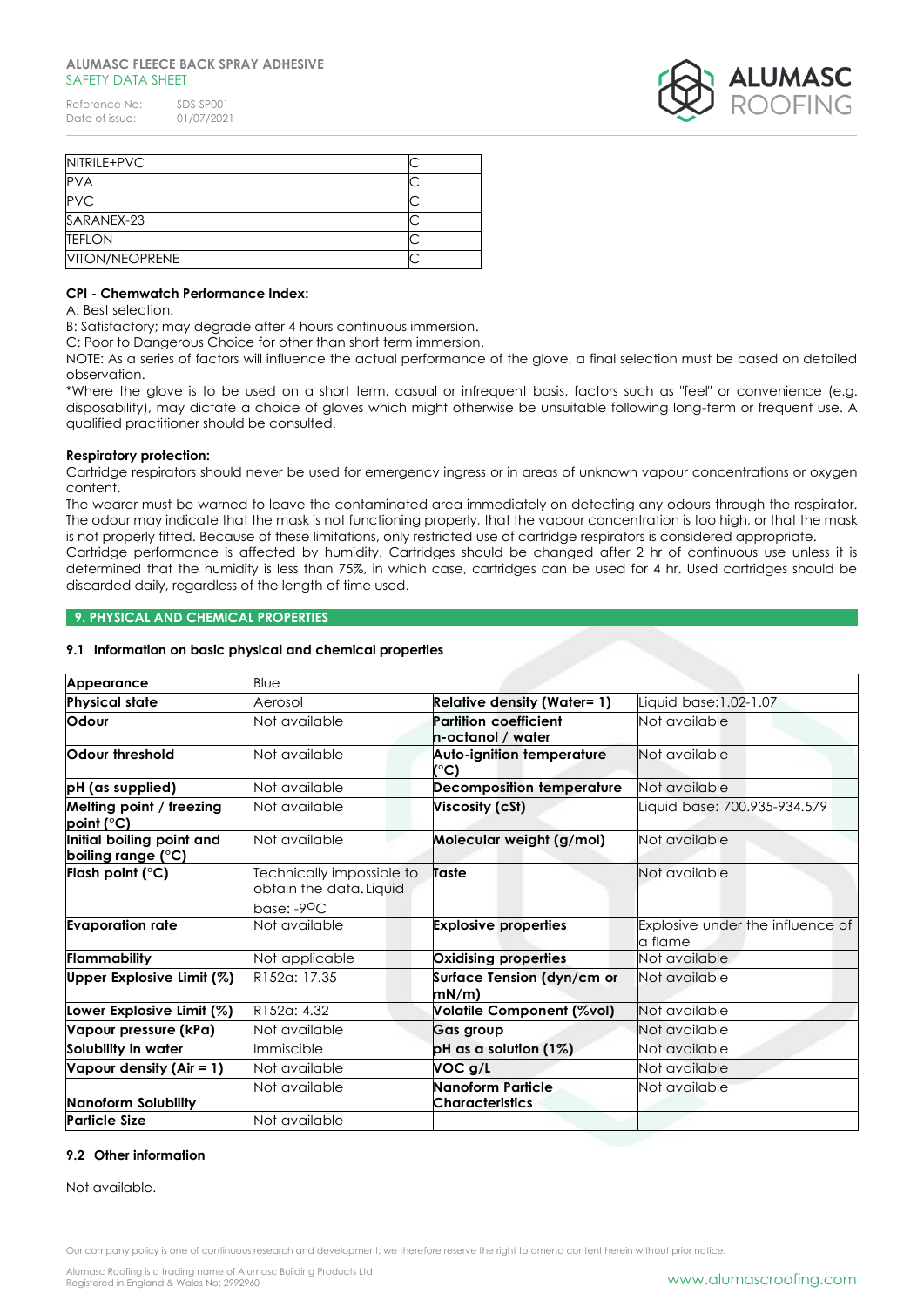| | |
|---|---|
| NITRILE+PVC | C |
| PVA | C |
| PVC | C |
| SARANEX-23 | C |
| TEFLON | C |
| VITON/NEOPRENE | C |

**CPI - Chemwatch Performance Index:**

A: Best selection.

B: Satisfactory; may degrade after 4 hours continuous immersion.

C: Poor to Dangerous Choice for other than short term immersion.

NOTE: As a series of factors will influence the actual performance of the glove, a final selection must be based on detailed observation.

*Where the glove is to be used on a short term, casual or infrequent basis, factors such as "feel" or convenience (e.g. disposability), may dictate a choice of gloves which might otherwise be unsuitable following long-term or frequent use. A qualified practitioner should be consulted.

**Respiratory protection:**

Cartridge respirators should never be used for emergency ingress or in areas of unknown vapour concentrations or oxygen content.

The wearer must be warned to leave the contaminated area immediately on detecting any odours through the respirator. The odour may indicate that the mask is not functioning properly, that the vapour concentration is too high, or that the mask is not properly fitted. Because of these limitations, only restricted use of cartridge respirators is considered appropriate.

Cartridge performance is affected by humidity. Cartridges should be changed after 2 hr of continuous use unless it is determined that the humidity is less than 75%, in which case, cartridges can be used for 4 hr. Used cartridges should be discarded daily, regardless of the length of time used.

## 9. PHYSICAL AND CHEMICAL PROPERTIES

### 9.1 Information on basic physical and chemical properties

| | | | |
|---|---|---|---|
| **Appearance** | Blue | | |
| **Physical state** | Aerosol | **Relative density (Water= 1)** | Liquid base:1.02-1.07 |
| **Odour** | Not available | **Partition coefficient n-octanol / water** | Not available |
| **Odour threshold** | Not available | **Auto-ignition temperature (°C)** | Not available |
| **pH (as supplied)** | Not available | **Decomposition temperature** | Not available |
| **Melting point / freezing point (°C)** | Not available | **Viscosity (cSt)** | Liquid base: 700.935-934.579 |
| **Initial boiling point and boiling range (°C)** | Not available | **Molecular weight (g/mol)** | Not available |
| **Flash point (°C)** | Technically impossible to obtain the data. Liquid base: -9°C | **Taste** | Not available |
| **Evaporation rate** | Not available | **Explosive properties** | Explosive under the influence of a flame |
| **Flammability** | Not applicable | **Oxidising properties** | Not available |
| **Upper Explosive Limit (%)** | R152a: 17.35 | **Surface Tension (dyn/cm or mN/m)** | Not available |
| **Lower Explosive Limit (%)** | R152a: 4.32 | **Volatile Component (%vol)** | Not available |
| **Vapour pressure (kPa)** | Not available | **Gas group** | Not available |
| **Solubility in water** | Immiscible | **pH as a solution (1%)** | Not available |
| **Vapour density (Air = 1)** | Not available | **VOC g/L** | Not available |
| **Nanoform Solubility** | Not available | **Nanoform Particle Characteristics** | Not available |
| **Particle Size** | Not available | | |

### 9.2 Other information

Not available.

Our company policy is one of continuous research and development; we therefore reserve the right to amend content herein without prior notice.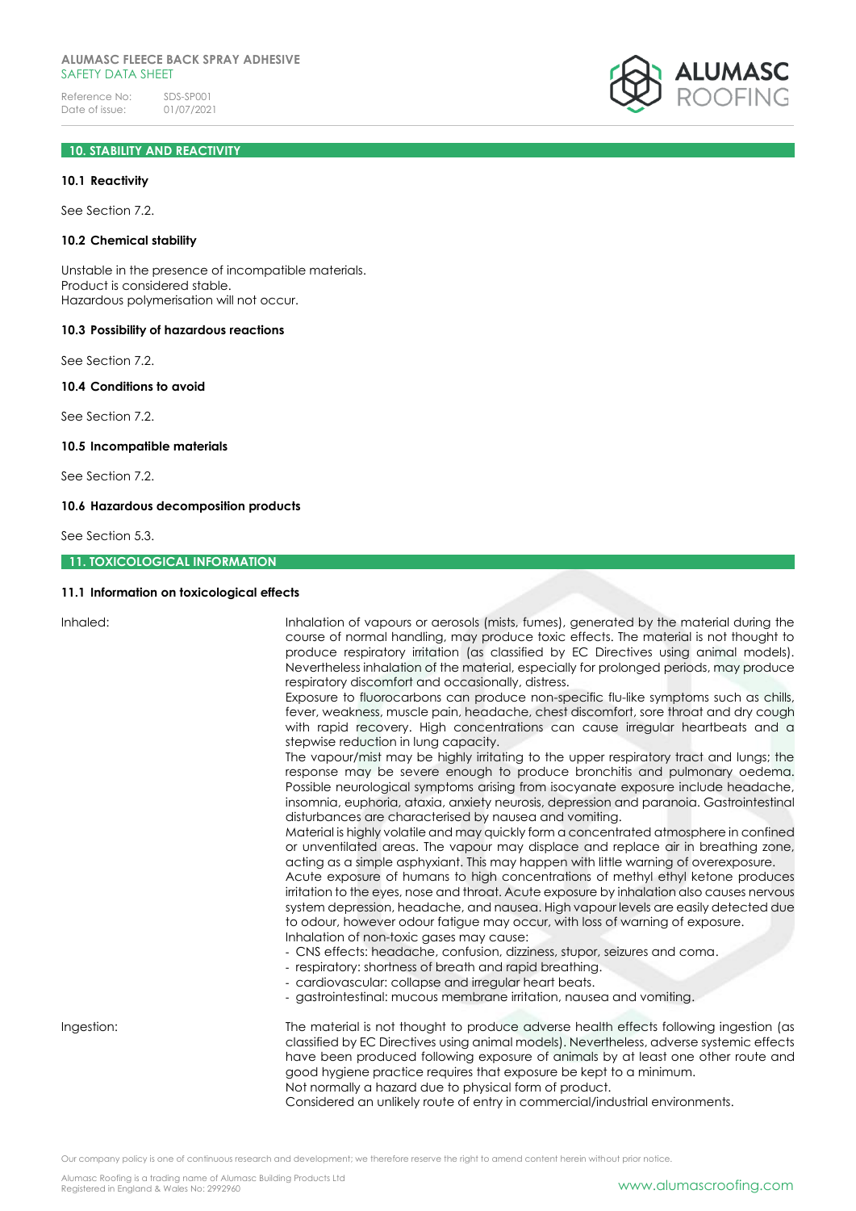## 10. STABILITY AND REACTIVITY

### 10.1 Reactivity

See Section 7.2.

### 10.2 Chemical stability

Unstable in the presence of incompatible materials.
Product is considered stable.
Hazardous polymerisation will not occur.

### 10.3 Possibility of hazardous reactions

See Section 7.2.

### 10.4 Conditions to avoid

See Section 7.2.

### 10.5 Incompatible materials

See Section 7.2.

### 10.6 Hazardous decomposition products

See Section 5.3.

## 11. TOXICOLOGICAL INFORMATION

### 11.1 Information on toxicological effects

| | |
|---|---|
| Inhaled: | Inhalation of vapours or aerosols (mists, fumes), generated by the material during the course of normal handling, may produce toxic effects. The material is not thought to produce respiratory irritation (as classified by EC Directives using animal models). Nevertheless inhalation of the material, especially for prolonged periods, may produce respiratory discomfort and occasionally, distress.<br>Exposure to fluorocarbons can produce non-specific flu-like symptoms such as chills, fever, weakness, muscle pain, headache, chest discomfort, sore throat and dry cough with rapid recovery. High concentrations can cause irregular heartbeats and a stepwise reduction in lung capacity.<br>The vapour/mist may be highly irritating to the upper respiratory tract and lungs; the response may be severe enough to produce bronchitis and pulmonary oedema. Possible neurological symptoms arising from isocyanate exposure include headache, insomnia, euphoria, ataxia, anxiety neurosis, depression and paranoia. Gastrointestinal disturbances are characterised by nausea and vomiting.<br>Material is highly volatile and may quickly form a concentrated atmosphere in confined or unventilated areas. The vapour may displace and replace air in breathing zone, acting as a simple asphyxiant. This may happen with little warning of overexposure.<br>Acute exposure of humans to high concentrations of methyl ethyl ketone produces irritation to the eyes, nose and throat. Acute exposure by inhalation also causes nervous system depression, headache, and nausea. High vapour levels are easily detected due to odour, however odour fatigue may occur, with loss of warning of exposure.<br>Inhalation of non-toxic gases may cause:<br>- CNS effects: headache, confusion, dizziness, stupor, seizures and coma.<br>- respiratory: shortness of breath and rapid breathing.<br>- cardiovascular: collapse and irregular heart beats.<br>- gastrointestinal: mucous membrane irritation, nausea and vomiting. |
| Ingestion: | The material is not thought to produce adverse health effects following ingestion (as classified by EC Directives using animal models). Nevertheless, adverse systemic effects have been produced following exposure of animals by at least one other route and good hygiene practice requires that exposure be kept to a minimum.<br>Not normally a hazard due to physical form of product.<br>Considered an unlikely route of entry in commercial/industrial environments. |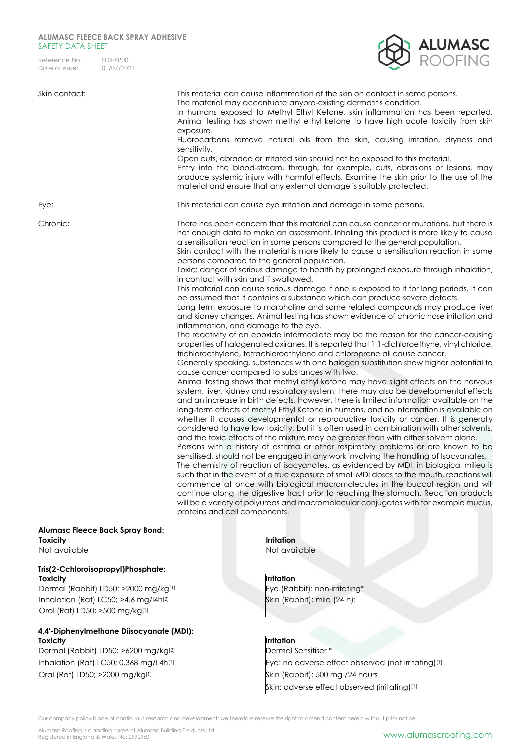| | |
|---|---|
| Skin contact: | This material can cause inflammation of the skin on contact in some persons. The material may accentuate anypre-existing dermatitis condition. In humans exposed to Methyl Ethyl Ketone, skin inflammation has been reported. Animal testing has shown methyl ethyl ketone to have high acute toxicity from skin exposure. Fluorocarbons remove natural oils from the skin, causing irritation, dryness and sensitivity. Open cuts, abraded or irritated skin should not be exposed to this material. Entry into the blood-stream, through, for example, cuts, abrasions or lesions, may produce systemic injury with harmful effects. Examine the skin prior to the use of the material and ensure that any external damage is suitably protected. |
| Eye: | This material can cause eye irritation and damage in some persons. |
| Chronic: | There has been concern that this material can cause cancer or mutations, but there is not enough data to make an assessment. Inhaling this product is more likely to cause a sensitisation reaction in some persons compared to the general population. Skin contact with the material is more likely to cause a sensitisation reaction in some persons compared to the general population. Toxic: danger of serious damage to health by prolonged exposure through inhalation, in contact with skin and if swallowed. This material can cause serious damage if one is exposed to it for long periods. It can be assumed that it contains a substance which can produce severe defects. Long term exposure to morpholine and some related compounds may produce liver and kidney changes. Animal testing has shown evidence of chronic nose irritation and inflammation, and damage to the eye. The reactivity of an epoxide intermediate may be the reason for the cancer-causing properties of halogenated oxiranes. It is reported that 1,1-dichloroethyne, vinyl chloride, trichloroethylene, tetrachloroethylene and chloroprene all cause cancer. Generally speaking, substances with one halogen substitution show higher potential to cause cancer compared to substances with two. Animal testing shows that methyl ethyl ketone may have slight effects on the nervous system, liver, kidney and respiratory system; there may also be developmental effects and an increase in birth defects. However, there is limited information available on the long-term effects of methyl Ethyl Ketone in humans, and no information is available on whether it causes developmental or reproductive toxicity or cancer. It is generally considered to have low toxicity, but it is often used in combination with other solvents, and the toxic effects of the mixture may be greater than with either solvent alone. Persons with a history of asthma or other respiratory problems or are known to be sensitised, should not be engaged in any work involving the handling of Isocyanates. The chemistry of reaction of isocyanates, as evidenced by MDI, in biological milieu is such that in the event of a true exposure of small MDI doses to the mouth, reactions will commence at once with biological macromolecules in the buccal region and will continue along the digestive tract prior to reaching the stomach. Reaction products will be a variety of polyureas and macromolecular conjugates with for example mucus, proteins and cell components. |

**Alumasc Fleece Back Spray Bond:**

| Toxicity | Irritation |
|---|---|
| Not available | Not available |

**Tris(2-Cchloroisopropyl)Phosphate:**

| Toxicity | Irritation |
|---|---|
| Dermal (Rabbit) LD50: >2000 mg/kg[1] | Eye (Rabbit): non-irritating* |
| Inhalation (Rat) LC50; >4.6 mg/l4h[2] | Skin (Rabbit): mild (24 h): |
| Oral (Rat) LD50; >500 mg/kg[1] | |

**4,4'-Diphenylmethane Diisocyanate (MDI):**

| Toxicity | Irritation |
|---|---|
| Dermal (Rabbit) LD50: >6200 mg/kg[2] | Dermal Sensitiser * |
| Inhalation (Rat) LC50; 0.368 mg/L4h[1] | Eye: no adverse effect observed (not irritating)[1] |
| Oral (Rat) LD50; >2000 mg/kg[1] | Skin (Rabbit): 500 mg /24 hours |
| | Skin: adverse effect observed (irritating)[1] |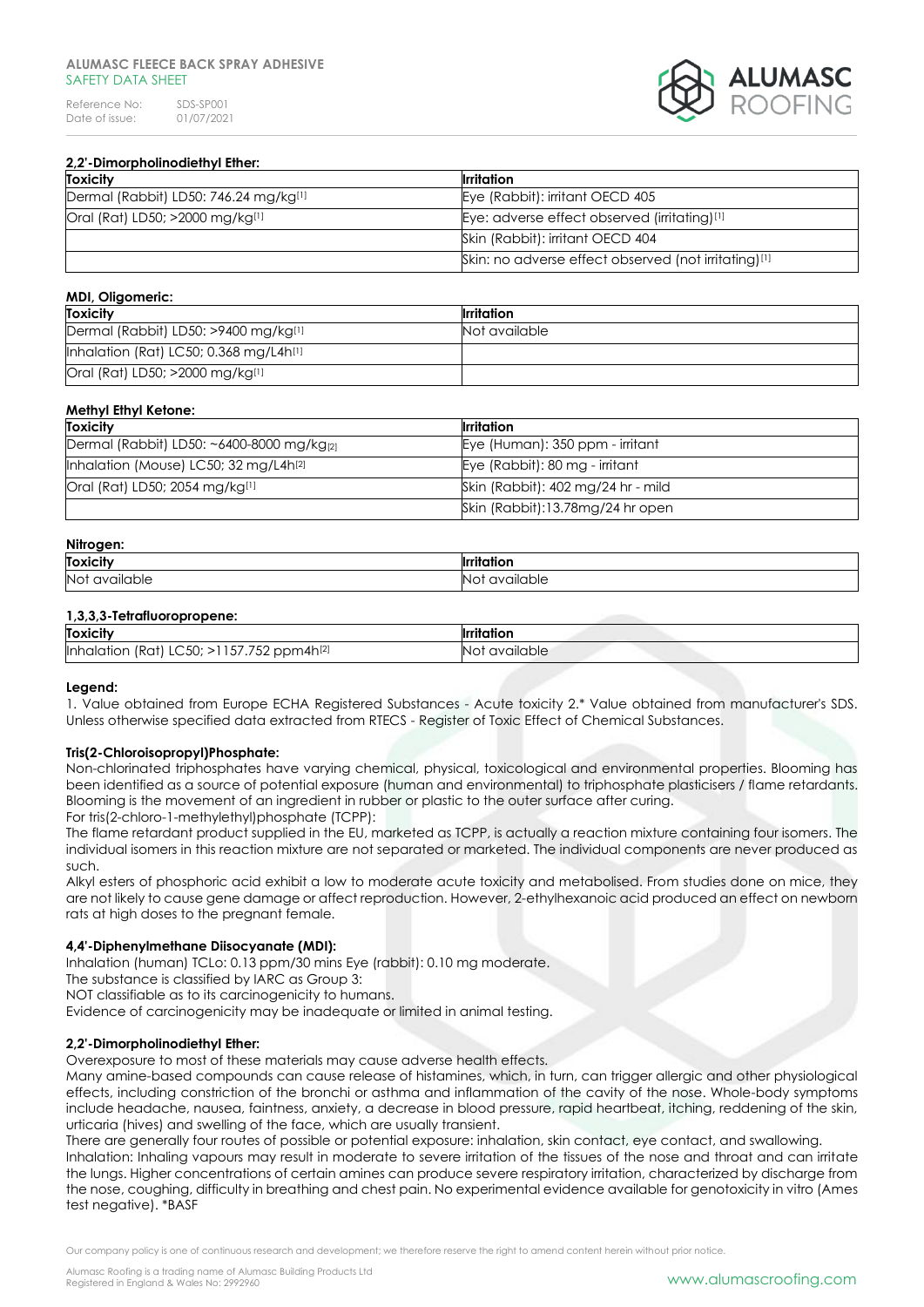**2,2'-Dimorpholinodiethyl Ether:**

| Toxicity | Irritation |
|---|---|
| Dermal (Rabbit) LD50: 746.24 mg/kg[1] | Eye (Rabbit): irritant OECD 405 |
| Oral (Rat) LD50; >2000 mg/kg[1] | Eye: adverse effect observed (irritating)[1] |
| | Skin (Rabbit): irritant OECD 404 |
| | Skin: no adverse effect observed (not irritating)[1] |

**MDI, Oligomeric:**

| Toxicity | Irritation |
|---|---|
| Dermal (Rabbit) LD50: >9400 mg/kg[1] | Not available |
| Inhalation (Rat) LC50; 0.368 mg/L4h[1] | |
| Oral (Rat) LD50; >2000 mg/kg[1] | |

**Methyl Ethyl Ketone:**

| Toxicity | Irritation |
|---|---|
| Dermal (Rabbit) LD50: ~6400-8000 mg/kg[2] | Eye (Human): 350 ppm - irritant |
| Inhalation (Mouse) LC50; 32 mg/L4h[2] | Eye (Rabbit): 80 mg - irritant |
| Oral (Rat) LD50; 2054 mg/kg[1] | Skin (Rabbit): 402 mg/24 hr - mild |
| | Skin (Rabbit):13.78mg/24 hr open |

**Nitrogen:**

| Toxicity | Irritation |
|---|---|
| Not available | Not available |

**1,3,3,3-Tetrafluoropropene:**

| Toxicity | Irritation |
|---|---|
| Inhalation (Rat) LC50; >1157.752 ppm4h[2] | Not available |

**Legend:**

1. Value obtained from Europe ECHA Registered Substances - Acute toxicity 2.* Value obtained from manufacturer's SDS. Unless otherwise specified data extracted from RTECS - Register of Toxic Effect of Chemical Substances.

**Tris(2-Chloroisopropyl)Phosphate:**

Non-chlorinated triphosphates have varying chemical, physical, toxicological and environmental properties. Blooming has been identified as a source of potential exposure (human and environmental) to triphosphate plasticisers / flame retardants. Blooming is the movement of an ingredient in rubber or plastic to the outer surface after curing.

For tris(2-chloro-1-methylethyl)phosphate (TCPP):

The flame retardant product supplied in the EU, marketed as TCPP, is actually a reaction mixture containing four isomers. The individual isomers in this reaction mixture are not separated or marketed. The individual components are never produced as such.

Alkyl esters of phosphoric acid exhibit a low to moderate acute toxicity and metabolised. From studies done on mice, they are not likely to cause gene damage or affect reproduction. However, 2-ethylhexanoic acid produced an effect on newborn rats at high doses to the pregnant female.

**4,4'-Diphenylmethane Diisocyanate (MDI):**

Inhalation (human) TCLo: 0.13 ppm/30 mins Eye (rabbit): 0.10 mg moderate.
The substance is classified by IARC as Group 3:
NOT classifiable as to its carcinogenicity to humans.
Evidence of carcinogenicity may be inadequate or limited in animal testing.

**2,2'-Dimorpholinodiethyl Ether:**

Overexposure to most of these materials may cause adverse health effects.

Many amine-based compounds can cause release of histamines, which, in turn, can trigger allergic and other physiological effects, including constriction of the bronchi or asthma and inflammation of the cavity of the nose. Whole-body symptoms include headache, nausea, faintness, anxiety, a decrease in blood pressure, rapid heartbeat, itching, reddening of the skin, urticaria (hives) and swelling of the face, which are usually transient.

There are generally four routes of possible or potential exposure: inhalation, skin contact, eye contact, and swallowing.

Inhalation: Inhaling vapours may result in moderate to severe irritation of the tissues of the nose and throat and can irritate the lungs. Higher concentrations of certain amines can produce severe respiratory irritation, characterized by discharge from the nose, coughing, difficulty in breathing and chest pain. No experimental evidence available for genotoxicity in vitro (Ames test negative). *BASF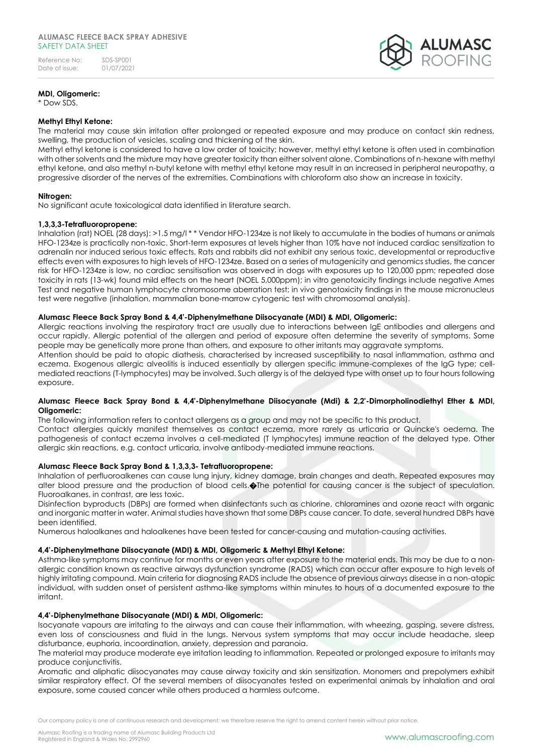**MDI, Oligomeric:**
* Dow SDS.

**Methyl Ethyl Ketone:**
The material may cause skin irritation after prolonged or repeated exposure and may produce on contact skin redness, swelling, the production of vesicles, scaling and thickening of the skin.
Methyl ethyl ketone is considered to have a low order of toxicity; however, methyl ethyl ketone is often used in combination with other solvents and the mixture may have greater toxicity than either solvent alone. Combinations of n-hexane with methyl ethyl ketone, and also methyl n-butyl ketone with methyl ethyl ketone may result in an increased in peripheral neuropathy, a progressive disorder of the nerves of the extremities. Combinations with chloroform also show an increase in toxicity.

**Nitrogen:**
No significant acute toxicological data identified in literature search.

**1,3,3,3-Tetrafluoropropene:**
Inhalation (rat) NOEL (28 days): >1.5 mg/l * * Vendor HFO-1234ze is not likely to accumulate in the bodies of humans or animals HFO-1234ze is practically non-toxic. Short-term exposures at levels higher than 10% have not induced cardiac sensitization to adrenalin nor induced serious toxic effects. Rats and rabbits did not exhibit any serious toxic, developmental or reproductive effects even with exposures to high levels of HFO-1234ze. Based on a series of mutagenicity and genomics studies, the cancer risk for HFO-1234ze is low, no cardiac sensitisation was observed in dogs with exposures up to 120,000 ppm; repeated dose toxicity in rats (13-wk) found mild effects on the heart (NOEL 5,000ppm); in vitro genotoxicity findings include negative Ames Test and negative human lymphocyte chromosome aberration test; in vivo genotoxicity findings in the mouse micronucleus test were negative (inhalation, mammalian bone-marrow cytogenic test with chromosomal analysis).

**Alumasc Fleece Back Spray Bond & 4,4'-Diphenylmethane Diisocyanate (MDI) & MDI, Oligomeric:**
Allergic reactions involving the respiratory tract are usually due to interactions between IgE antibodies and allergens and occur rapidly. Allergic potential of the allergen and period of exposure often determine the severity of symptoms. Some people may be genetically more prone than others, and exposure to other irritants may aggravate symptoms.
Attention should be paid to atopic diathesis, characterised by increased susceptibility to nasal inflammation, asthma and eczema. Exogenous allergic alveolitis is induced essentially by allergen specific immune-complexes of the IgG type; cell-mediated reactions (T-lymphocytes) may be involved. Such allergy is of the delayed type with onset up to four hours following exposure.

**Alumasc Fleece Back Spray Bond & 4,4'-Diphenylmethane Diisocyanate (Mdi) & 2,2'-Dimorpholinodiethyl Ether & MDI, Oligomeric:**
The following information refers to contact allergens as a group and may not be specific to this product.
Contact allergies quickly manifest themselves as contact eczema, more rarely as urticaria or Quincke's oedema. The pathogenesis of contact eczema involves a cell-mediated (T lymphocytes) immune reaction of the delayed type. Other allergic skin reactions, e.g. contact urticaria, involve antibody-mediated immune reactions.

**Alumasc Fleece Back Spray Bond & 1,3,3,3- Tetrafluoropropene:**
Inhalation of perfluoroalkenes can cause lung injury, kidney damage, brain changes and death. Repeated exposures may alter blood pressure and the production of blood cells.�The potential for causing cancer is the subject of speculation. Fluoroalkanes, in contrast, are less toxic.
Disinfection byproducts (DBPs) are formed when disinfectants such as chlorine, chloramines and ozone react with organic and inorganic matter in water. Animal studies have shown that some DBPs cause cancer. To date, several hundred DBPs have been identified.
Numerous haloalkanes and haloalkenes have been tested for cancer-causing and mutation-causing activities.

**4,4'-Diphenylmethane Diisocyanate (MDI) & MDI, Oligomeric & Methyl Ethyl Ketone:**
Asthma-like symptoms may continue for months or even years after exposure to the material ends. This may be due to a non-allergic condition known as reactive airways dysfunction syndrome (RADS) which can occur after exposure to high levels of highly irritating compound. Main criteria for diagnosing RADS include the absence of previous airways disease in a non-atopic individual, with sudden onset of persistent asthma-like symptoms within minutes to hours of a documented exposure to the irritant.

**4,4'-Diphenylmethane Diisocyanate (MDI) & MDI, Oligomeric:**
Isocyanate vapours are irritating to the airways and can cause their inflammation, with wheezing, gasping, severe distress, even loss of consciousness and fluid in the lungs. Nervous system symptoms that may occur include headache, sleep disturbance, euphoria, incoordination, anxiety, depression and paranoia.
The material may produce moderate eye irritation leading to inflammation. Repeated or prolonged exposure to irritants may produce conjunctivitis.
Aromatic and aliphatic diisocyanates may cause airway toxicity and skin sensitization. Monomers and prepolymers exhibit similar respiratory effect. Of the several members of diisocyanates tested on experimental animals by inhalation and oral exposure, some caused cancer while others produced a harmless outcome.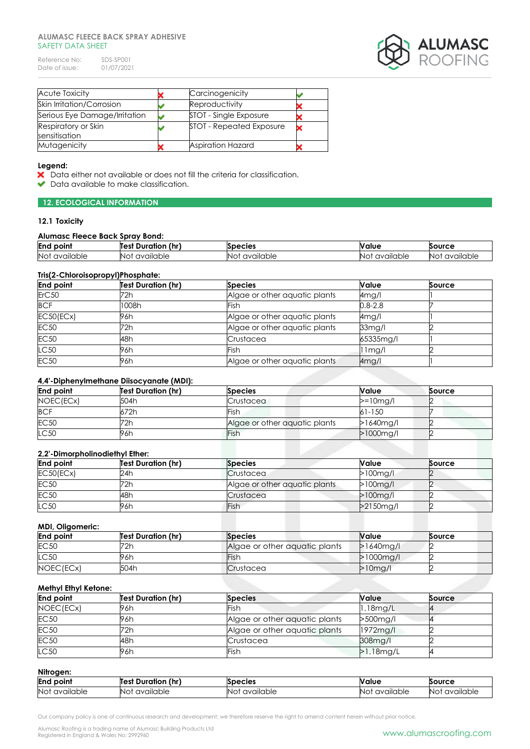| Acute Toxicity | ✗ | Carcinogenicity | ✔ |
|---|---|---|---|
| Skin Irritation/Corrosion | ✔ | Reproductivity | ✗ |
| Serious Eye Damage/Irritation | ✔ | STOT - Single Exposure | ✗ |
| Respiratory or Skin sensitisation | ✔ | STOT - Repeated Exposure | ✗ |
| Mutagenicity | ✗ | Aspiration Hazard | ✗ |

**Legend:**

✗ Data either not available or does not fill the criteria for classification.

✔ Data available to make classification.

## 12. ECOLOGICAL INFORMATION

### 12.1 Toxicity

**Alumasc Fleece Back Spray Bond:**

| End point | Test Duration (hr) | Species | Value | Source |
|---|---|---|---|---|
| Not available | Not available | Not available | Not available | Not available |

**Tris(2-Chloroisopropyl)Phosphate:**

| End point | Test Duration (hr) | Species | Value | Source |
|---|---|---|---|---|
| ErC50 | 72h | Algae or other aquatic plants | 4mg/l | 1 |
| BCF | 1008h | Fish | 0.8-2.8 | 7 |
| EC50(ECx) | 96h | Algae or other aquatic plants | 4mg/l | 1 |
| EC50 | 72h | Algae or other aquatic plants | 33mg/l | 2 |
| EC50 | 48h | Crustacea | 65335mg/l | 1 |
| LC50 | 96h | Fish | 11mg/l | 2 |
| EC50 | 96h | Algae or other aquatic plants | 4mg/l | 1 |

**4,4'-Diphenylmethane Diisocyanate (MDI):**

| End point | Test Duration (hr) | Species | Value | Source |
|---|---|---|---|---|
| NOEC(ECx) | 504h | Crustacea | >=10mg/l | 2 |
| BCF | 672h | Fish | 61-150 | 7 |
| EC50 | 72h | Algae or other aquatic plants | >1640mg/l | 2 |
| LC50 | 96h | Fish | >1000mg/l | 2 |

**2,2'-Dimorpholinodiethyl Ether:**

| End point | Test Duration (hr) | Species | Value | Source |
|---|---|---|---|---|
| EC50(ECx) | 24h | Crustacea | >100mg/l | 2 |
| EC50 | 72h | Algae or other aquatic plants | >100mg/l | 2 |
| EC50 | 48h | Crustacea | >100mg/l | 2 |
| LC50 | 96h | Fish | >2150mg/l | 2 |

**MDI, Oligomeric:**

| End point | Test Duration (hr) | Species | Value | Source |
|---|---|---|---|---|
| EC50 | 72h | Algae or other aquatic plants | >1640mg/l | 2 |
| LC50 | 96h | Fish | >1000mg/l | 2 |
| NOEC(ECx) | 504h | Crustacea | >10mg/l | 2 |

**Methyl Ethyl Ketone:**

| End point | Test Duration (hr) | Species | Value | Source |
|---|---|---|---|---|
| NOEC(ECx) | 96h | Fish | 1.18mg/L | 4 |
| EC50 | 96h | Algae or other aquatic plants | >500mg/l | 4 |
| EC50 | 72h | Algae or other aquatic plants | 1972mg/l | 2 |
| EC50 | 48h | Crustacea | 308mg/l | 2 |
| LC50 | 96h | Fish | >1.18mg/L | 4 |

**Nitrogen:**

| End point | Test Duration (hr) | Species | Value | Source |
|---|---|---|---|---|
| Not available | Not available | Not available | Not available | Not available |

Our company policy is one of continuous research and development; we therefore reserve the right to amend content herein without prior notice.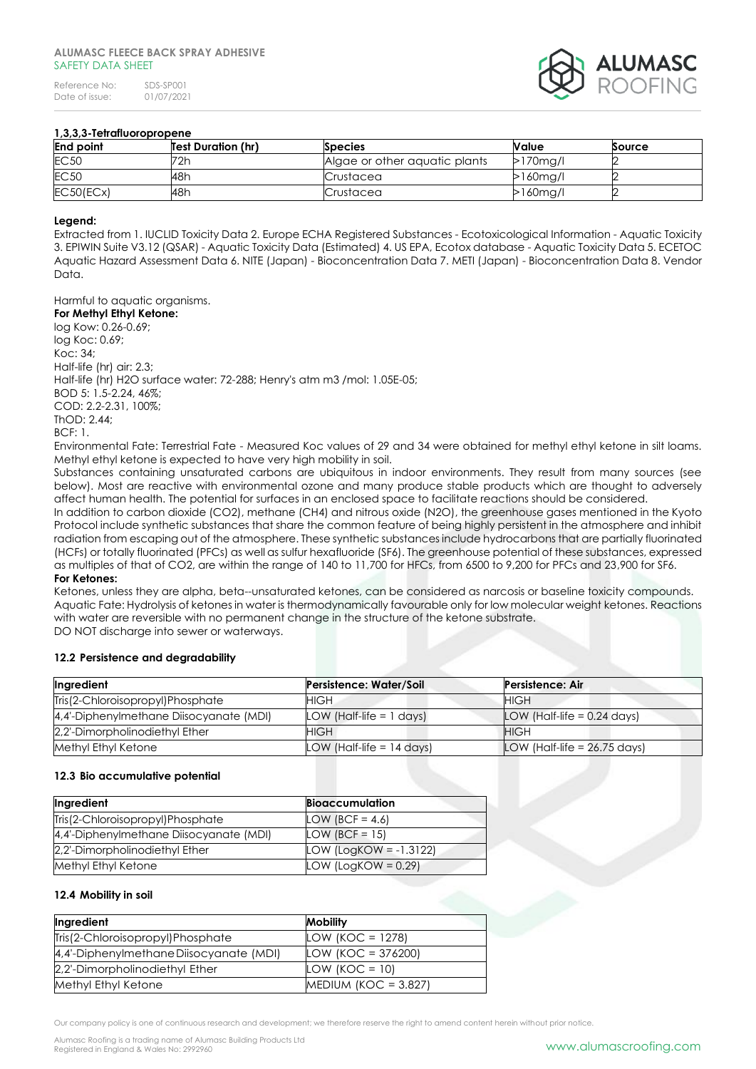**1,3,3,3-Tetrafluoropropene**

| End point | Test Duration (hr) | Species | Value | Source |
|---|---|---|---|---|
| EC50 | 72h | Algae or other aquatic plants | >170mg/l | 2 |
| EC50 | 48h | Crustacea | >160mg/l | 2 |
| EC50(ECx) | 48h | Crustacea | >160mg/l | 2 |

**Legend:**

Extracted from 1. IUCLID Toxicity Data 2. Europe ECHA Registered Substances - Ecotoxicological Information - Aquatic Toxicity 3. EPIWIN Suite V3.12 (QSAR) - Aquatic Toxicity Data (Estimated) 4. US EPA, Ecotox database - Aquatic Toxicity Data 5. ECETOC Aquatic Hazard Assessment Data 6. NITE (Japan) - Bioconcentration Data 7. METI (Japan) - Bioconcentration Data 8. Vendor Data.

Harmful to aquatic organisms.

**For Methyl Ethyl Ketone:**

log Kow: 0.26-0.69;
log Koc: 0.69;
Koc: 34;
Half-life (hr) air: 2.3;
Half-life (hr) H2O surface water: 72-288; Henry's atm m3 /mol: 1.05E-05;
BOD 5: 1.5-2.24, 46%;
COD: 2.2-2.31, 100%;
ThOD: 2.44;
BCF: 1.

Environmental Fate: Terrestrial Fate - Measured Koc values of 29 and 34 were obtained for methyl ethyl ketone in silt loams. Methyl ethyl ketone is expected to have very high mobility in soil.

Substances containing unsaturated carbons are ubiquitous in indoor environments. They result from many sources (see below). Most are reactive with environmental ozone and many produce stable products which are thought to adversely affect human health. The potential for surfaces in an enclosed space to facilitate reactions should be considered.

In addition to carbon dioxide ($CO_2$), methane ($CH_4$) and nitrous oxide ($N_2O$), the greenhouse gases mentioned in the Kyoto Protocol include synthetic substances that share the common feature of being highly persistent in the atmosphere and inhibit radiation from escaping out of the atmosphere. These synthetic substances include hydrocarbons that are partially fluorinated (HCFs) or totally fluorinated (PFCs) as well as sulfur hexafluoride ($SF_6$). The greenhouse potential of these substances, expressed as multiples of that of $CO_2$, are within the range of 140 to 11,700 for HFCs, from 6500 to 9,200 for PFCs and 23,900 for $SF_6$.

**For Ketones:**

Ketones, unless they are alpha, beta--unsaturated ketones, can be considered as narcosis or baseline toxicity compounds.
Aquatic Fate: Hydrolysis of ketones in water is thermodynamically favourable only for low molecular weight ketones. Reactions with water are reversible with no permanent change in the structure of the ketone substrate.
DO NOT discharge into sewer or waterways.

### 12.2 Persistence and degradability

| Ingredient | Persistence: Water/Soil | Persistence: Air |
|---|---|---|
| Tris(2-Chloroisopropyl)Phosphate | HIGH | HIGH |
| 4,4'-Diphenylmethane Diisocyanate (MDI) | LOW (Half-life = 1 days) | LOW (Half-life = 0.24 days) |
| 2,2'-Dimorpholinodiethyl Ether | HIGH | HIGH |
| Methyl Ethyl Ketone | LOW (Half-life = 14 days) | LOW (Half-life = 26.75 days) |

### 12.3 Bio accumulative potential

| Ingredient | Bioaccumulation |
|---|---|
| Tris(2-Chloroisopropyl)Phosphate | LOW (BCF = 4.6) |
| 4,4'-Diphenylmethane Diisocyanate (MDI) | LOW (BCF = 15) |
| 2,2'-Dimorpholinodiethyl Ether | LOW (LogKOW = -1.3122) |
| Methyl Ethyl Ketone | LOW (LogKOW = 0.29) |

### 12.4 Mobility in soil

| Ingredient | Mobility |
|---|---|
| Tris(2-Chloroisopropyl)Phosphate | LOW (KOC = 1278) |
| 4,4'-Diphenylmethane Diisocyanate (MDI) | LOW (KOC = 376200) |
| 2,2'-Dimorpholinodiethyl Ether | LOW (KOC = 10) |
| Methyl Ethyl Ketone | MEDIUM (KOC = 3.827) |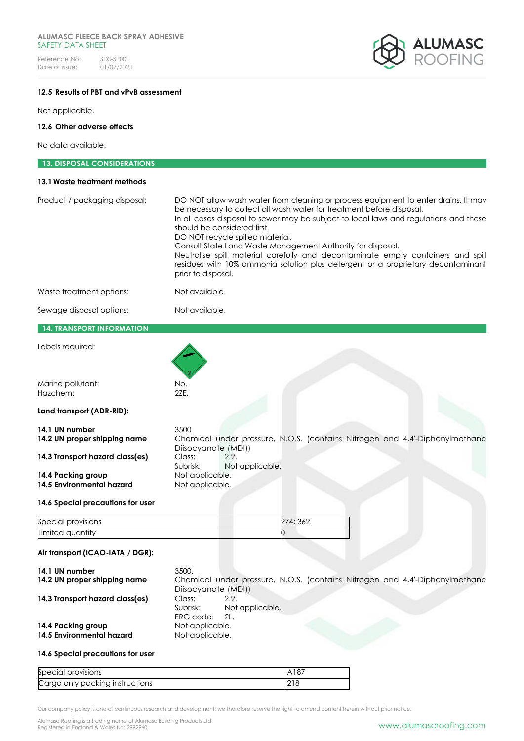### 12.5 Results of PBT and vPvB assessment

Not applicable.

### 12.6 Other adverse effects

No data available.

## 13. DISPOSAL CONSIDERATIONS

### 13.1 Waste treatment methods

| | |
|---|---|
| Product / packaging disposal: | DO NOT allow wash water from cleaning or process equipment to enter drains. It may be necessary to collect all wash water for treatment before disposal. In all cases disposal to sewer may be subject to local laws and regulations and these should be considered first. DO NOT recycle spilled material. Consult State Land Waste Management Authority for disposal. Neutralise spill material carefully and decontaminate empty containers and spill residues with 10% ammonia solution plus detergent or a proprietary decontaminant prior to disposal. |
| Waste treatment options: | Not available. |
| Sewage disposal options: | Not available. |

## 14. TRANSPORT INFORMATION

Labels required:

Marine pollutant: No.
Hazchem: 2ZE.

**Land transport (ADR-RID):**

| | |
|---|---|
| **14.1 UN number** | 3500 |
| **14.2 UN proper shipping name** | Chemical under pressure, N.O.S. (contains Nitrogen and 4,4'-Diphenylmethane Diisocyanate (MDI)) |
| **14.3 Transport hazard class(es)** | Class: 2.2.<br>Subrisk: Not applicable. |
| **14.4 Packing group** | Not applicable. |
| **14.5 Environmental hazard** | Not applicable. |

**14.6 Special precautions for user**

| | |
|---|---|
| Special provisions | 274; 362 |
| Limited quantity | 0 |

**Air transport (ICAO-IATA / DGR):**

| | |
|---|---|
| **14.1 UN number** | 3500. |
| **14.2 UN proper shipping name** | Chemical under pressure, N.O.S. (contains Nitrogen and 4,4'-Diphenylmethane Diisocyanate (MDI)) |
| **14.3 Transport hazard class(es)** | Class: 2.2.<br>Subrisk: Not applicable.<br>ERG code: 2L. |
| **14.4 Packing group** | Not applicable. |
| **14.5 Environmental hazard** | Not applicable. |

**14.6 Special precautions for user**

| | |
|---|---|
| Special provisions | A187 |
| Cargo only packing instructions | 218 |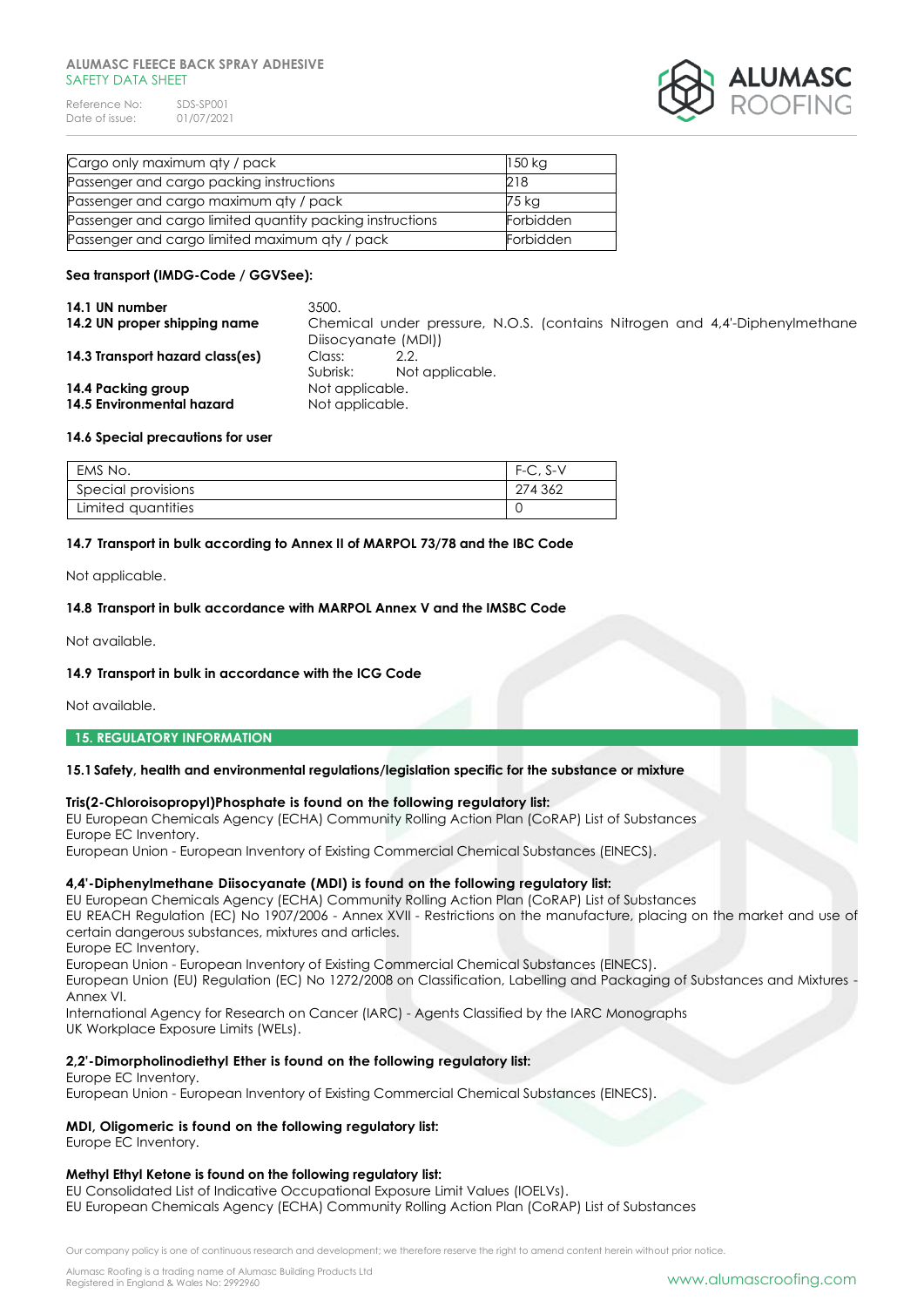| Cargo only maximum qty / pack | 150 kg |
| --- | --- |
| Passenger and cargo packing instructions | 218 |
| Passenger and cargo maximum qty / pack | 75 kg |
| Passenger and cargo limited quantity packing instructions | Forbidden |
| Passenger and cargo limited maximum qty / pack | Forbidden |

**Sea transport (IMDG-Code / GGVSee):**

| | |
| --- | --- |
| **14.1 UN number** | 3500. |
| **14.2 UN proper shipping name** | Chemical under pressure, N.O.S. (contains Nitrogen and 4,4'-Diphenylmethane Diisocyanate (MDI)) |
| **14.3 Transport hazard class(es)** | Class: 2.2.<br>Subrisk: Not applicable. |
| **14.4 Packing group** | Not applicable. |
| **14.5 Environmental hazard** | Not applicable. |

**14.6 Special precautions for user**

| EMS No. | F-C, S-V |
| --- | --- |
| Special provisions | 274 362 |
| Limited quantities | 0 |

**14.7 Transport in bulk according to Annex II of MARPOL 73/78 and the IBC Code**

Not applicable.

**14.8 Transport in bulk accordance with MARPOL Annex V and the IMSBC Code**

Not available.

**14.9 Transport in bulk in accordance with the ICG Code**

Not available.

## 15. REGULATORY INFORMATION

**15.1 Safety, health and environmental regulations/legislation specific for the substance or mixture**

**Tris(2-Chloroisopropyl)Phosphate is found on the following regulatory list:**
EU European Chemicals Agency (ECHA) Community Rolling Action Plan (CoRAP) List of Substances
Europe EC Inventory.
European Union - European Inventory of Existing Commercial Chemical Substances (EINECS).

**4,4'-Diphenylmethane Diisocyanate (MDI) is found on the following regulatory list:**
EU European Chemicals Agency (ECHA) Community Rolling Action Plan (CoRAP) List of Substances
EU REACH Regulation (EC) No 1907/2006 - Annex XVII - Restrictions on the manufacture, placing on the market and use of certain dangerous substances, mixtures and articles.
Europe EC Inventory.
European Union - European Inventory of Existing Commercial Chemical Substances (EINECS).
European Union (EU) Regulation (EC) No 1272/2008 on Classification, Labelling and Packaging of Substances and Mixtures - Annex VI.
International Agency for Research on Cancer (IARC) - Agents Classified by the IARC Monographs
UK Workplace Exposure Limits (WELs).

**2,2'-Dimorpholinodiethyl Ether is found on the following regulatory list:**
Europe EC Inventory.
European Union - European Inventory of Existing Commercial Chemical Substances (EINECS).

**MDI, Oligomeric is found on the following regulatory list:**
Europe EC Inventory.

**Methyl Ethyl Ketone is found on the following regulatory list:**
EU Consolidated List of Indicative Occupational Exposure Limit Values (IOELVs).
EU European Chemicals Agency (ECHA) Community Rolling Action Plan (CoRAP) List of Substances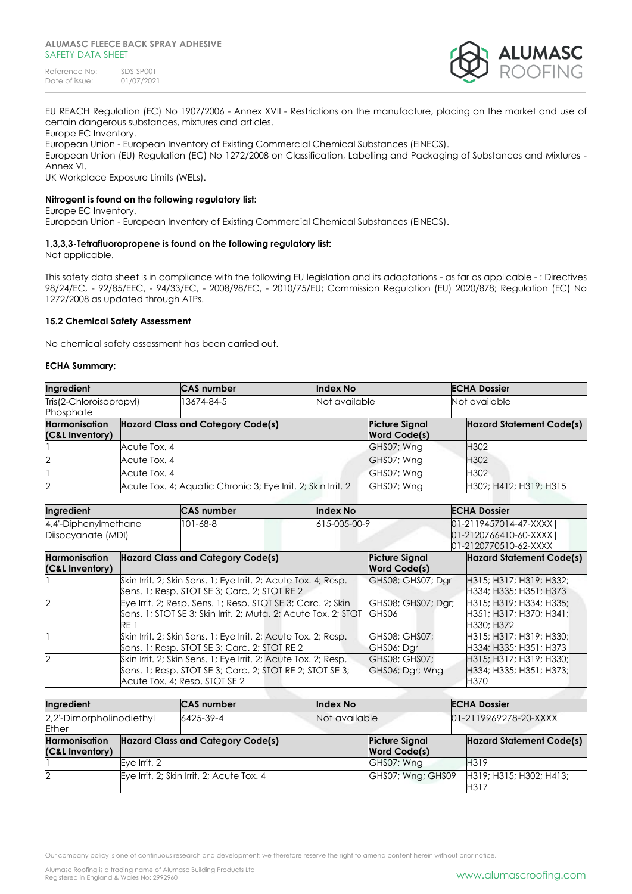EU REACH Regulation (EC) No 1907/2006 - Annex XVII - Restrictions on the manufacture, placing on the market and use of certain dangerous substances, mixtures and articles.
Europe EC Inventory.
European Union - European Inventory of Existing Commercial Chemical Substances (EINECS).
European Union (EU) Regulation (EC) No 1272/2008 on Classification, Labelling and Packaging of Substances and Mixtures - Annex VI.
UK Workplace Exposure Limits (WELs).

**Nitrogent is found on the following regulatory list:**
Europe EC Inventory.
European Union - European Inventory of Existing Commercial Chemical Substances (EINECS).

**1,3,3,3-Tetrafluoropropene is found on the following regulatory list:**
Not applicable.

This safety data sheet is in compliance with the following EU legislation and its adaptations - as far as applicable - : Directives 98/24/EC, - 92/85/EEC, - 94/33/EC, - 2008/98/EC, - 2010/75/EU; Commission Regulation (EU) 2020/878; Regulation (EC) No 1272/2008 as updated through ATPs.

**15.2 Chemical Safety Assessment**

No chemical safety assessment has been carried out.

**ECHA Summary:**

| Ingredient | CAS number | Index No | ECHA Dossier |
|---|---|---|---|
| Tris(2-Chloroisopropyl) Phosphate | 13674-84-5 | Not available | Not available |
| **Harmonisation (C&L Inventory)** | **Hazard Class and Category Code(s)** | **Picture Signal Word Code(s)** | **Hazard Statement Code(s)** |
| 1 | Acute Tox. 4 | GHS07; Wng | H302 |
| 2 | Acute Tox. 4 | GHS07; Wng | H302 |
| 1 | Acute Tox. 4 | GHS07; Wng | H302 |
| 2 | Acute Tox. 4; Aquatic Chronic 3; Eye Irrit. 2; Skin Irrit. 2 | GHS07; Wng | H302; H412; H319; H315 |

| Ingredient | CAS number | Index No | ECHA Dossier |
|---|---|---|---|
| 4,4'-Diphenylmethane Diisocyanate (MDI) | 101-68-8 | 615-005-00-9 | 01-2119457014-47-XXXX \| 01-2120766410-60-XXXX \| 01-2120770510-62-XXXX |
| **Harmonisation (C&L Inventory)** | **Hazard Class and Category Code(s)** | **Picture Signal Word Code(s)** | **Hazard Statement Code(s)** |
| 1 | Skin Irrit. 2; Skin Sens. 1; Eye Irrit. 2; Acute Tox. 4; Resp. Sens. 1; Resp. STOT SE 3; Carc. 2; STOT RE 2 | GHS08; GHS07; Dgr | H315; H317; H319; H332; H334; H335; H351; H373 |
| 2 | Eye Irrit. 2; Resp. Sens. 1; Resp. STOT SE 3; Carc. 2; Skin Sens. 1; STOT SE 3; Skin Irrit. 2; Muta. 2; Acute Tox. 2; STOT RE 1 | GHS08; GHS07; Dgr; GHS06 | H315; H319; H334; H335; H351; H317; H370; H341; H330; H372 |
| 1 | Skin Irrit. 2; Skin Sens. 1; Eye Irrit. 2; Acute Tox. 2; Resp. Sens. 1; Resp. STOT SE 3; Carc. 2; STOT RE 2 | GHS08; GHS07; GHS06; Dgr | H315; H317; H319; H330; H334; H335; H351; H373 |
| 2 | Skin Irrit. 2; Skin Sens. 1; Eye Irrit. 2; Acute Tox. 2; Resp. Sens. 1; Resp. STOT SE 3; Carc. 2; STOT RE 2; STOT SE 3; Acute Tox. 4; Resp. STOT SE 2 | GHS08; GHS07; GHS06; Dgr; Wng | H315; H317; H319; H330; H334; H335; H351; H373; H370 |

| Ingredient | CAS number | Index No | ECHA Dossier |
|---|---|---|---|
| 2,2'-Dimorpholinodiethyl Ether | 6425-39-4 | Not available | 01-2119969278-20-XXXX |
| **Harmonisation (C&L Inventory)** | **Hazard Class and Category Code(s)** | **Picture Signal Word Code(s)** | **Hazard Statement Code(s)** |
| 1 | Eye Irrit. 2 | GHS07; Wng | H319 |
| 2 | Eye Irrit. 2; Skin Irrit. 2; Acute Tox. 4 | GHS07; Wng; GHS09 | H319; H315; H302; H413; H317 |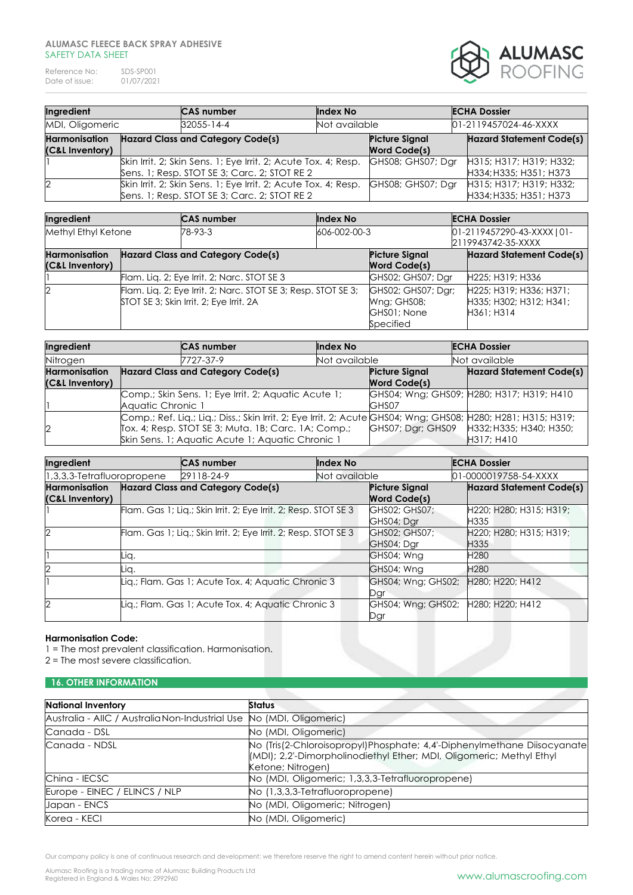| Ingredient | | CAS number | Index No | ECHA Dossier |
|---|---|---|---|---|
| MDI, Oligomeric | | 32055-14-4 | Not available | 01-2119457024-46-XXXX |
| **Harmonisation (C&L Inventory)** | **Hazard Class and Category Code(s)** | | **Picture Signal Word Code(s)** | **Hazard Statement Code(s)** |
| 1 | Skin Irrit. 2; Skin Sens. 1; Eye Irrit. 2; Acute Tox. 4; Resp. Sens. 1; Resp. STOT SE 3; Carc. 2; STOT RE 2 | | GHS08; GHS07; Dgr | H315; H317; H319; H332; H334; H335; H351; H373 |
| 2 | Skin Irrit. 2; Skin Sens. 1; Eye Irrit. 2; Acute Tox. 4; Resp. Sens. 1; Resp. STOT SE 3; Carc. 2; STOT RE 2 | | GHS08; GHS07; Dgr | H315; H317; H319; H332; H334; H335; H351; H373 |

| Ingredient | | CAS number | Index No | ECHA Dossier |
|---|---|---|---|---|
| Methyl Ethyl Ketone | | 78-93-3 | 606-002-00-3 | 01-2119457290-43-XXXX \| 01-2119943742-35-XXXX |
| **Harmonisation (C&L Inventory)** | **Hazard Class and Category Code(s)** | | **Picture Signal Word Code(s)** | **Hazard Statement Code(s)** |
| 1 | Flam. Liq. 2; Eye Irrit. 2; Narc. STOT SE 3 | | GHS02; GHS07; Dgr | H225; H319; H336 |
| 2 | Flam. Liq. 2; Eye Irrit. 2; Narc. STOT SE 3; Resp. STOT SE 3; STOT SE 3; Skin Irrit. 2; Eye Irrit. 2A | | GHS02; GHS07; Dgr; Wng; GHS08; GHS01; None Specified | H225; H319; H336; H371; H335; H302; H312; H341; H361; H314 |

| Ingredient | | CAS number | Index No | ECHA Dossier |
|---|---|---|---|---|
| Nitrogen | | 7727-37-9 | Not available | Not available |
| **Harmonisation (C&L Inventory)** | **Hazard Class and Category Code(s)** | | **Picture Signal Word Code(s)** | **Hazard Statement Code(s)** |
| 1 | Comp.; Skin Sens. 1; Eye Irrit. 2; Aquatic Acute 1; Aquatic Chronic 1 | | GHS04; Wng; GHS09; GHS07 | H280; H317; H319; H410 |
| 2 | Comp.; Ref. Liq.; Liq.; Diss.; Skin Irrit. 2; Eye Irrit. 2; Acute Tox. 4; Resp. STOT SE 3; Muta. 1B; Carc. 1A; Comp.; Skin Sens. 1; Aquatic Acute 1; Aquatic Chronic 1 | | GHS04; Wng; GHS08; GHS07; Dgr; GHS09 | H280; H281; H315; H319; H332; H335; H340; H350; H317; H410 |

| Ingredient | | CAS number | Index No | ECHA Dossier |
|---|---|---|---|---|
| 1,3,3,3-Tetrafluoropropene | | 29118-24-9 | Not available | 01-0000019758-54-XXXX |
| **Harmonisation (C&L Inventory)** | **Hazard Class and Category Code(s)** | | **Picture Signal Word Code(s)** | **Hazard Statement Code(s)** |
| 1 | Flam. Gas 1; Liq.; Skin Irrit. 2; Eye Irrit. 2; Resp. STOT SE 3 | | GHS02; GHS07; GHS04; Dgr | H220; H280; H315; H319; H335 |
| 2 | Flam. Gas 1; Liq.; Skin Irrit. 2; Eye Irrit. 2; Resp. STOT SE 3 | | GHS02; GHS07; GHS04; Dgr | H220; H280; H315; H319; H335 |
| 1 | Liq. | | GHS04; Wng | H280 |
| 2 | Liq. | | GHS04; Wng | H280 |
| 1 | Liq.; Flam. Gas 1; Acute Tox. 4; Aquatic Chronic 3 | | GHS04; Wng; GHS02; Dgr | H280; H220; H412 |
| 2 | Liq.; Flam. Gas 1; Acute Tox. 4; Aquatic Chronic 3 | | GHS04; Wng; GHS02; Dgr | H280; H220; H412 |

**Harmonisation Code:**

1 = The most prevalent classification. Harmonisation.
2 = The most severe classification.

## 16. OTHER INFORMATION

| National Inventory | Status |
|---|---|
| Australia - AIIC / Australia Non-Industrial Use | No (MDI, Oligomeric) |
| Canada - DSL | No (MDI, Oligomeric) |
| Canada - NDSL | No (Tris(2-Chloroisopropyl)Phosphate; 4,4'-Diphenylmethane Diisocyanate (MDI); 2,2'-Dimorpholinodiethyl Ether; MDI, Oligomeric; Methyl Ethyl Ketone; Nitrogen) |
| China - IECSC | No (MDI, Oligomeric; 1,3,3,3-Tetrafluoropropene) |
| Europe - EINEC / ELINCS / NLP | No (1,3,3,3-Tetrafluoropropene) |
| Japan - ENCS | No (MDI, Oligomeric; Nitrogen) |
| Korea - KECI | No (MDI, Oligomeric) |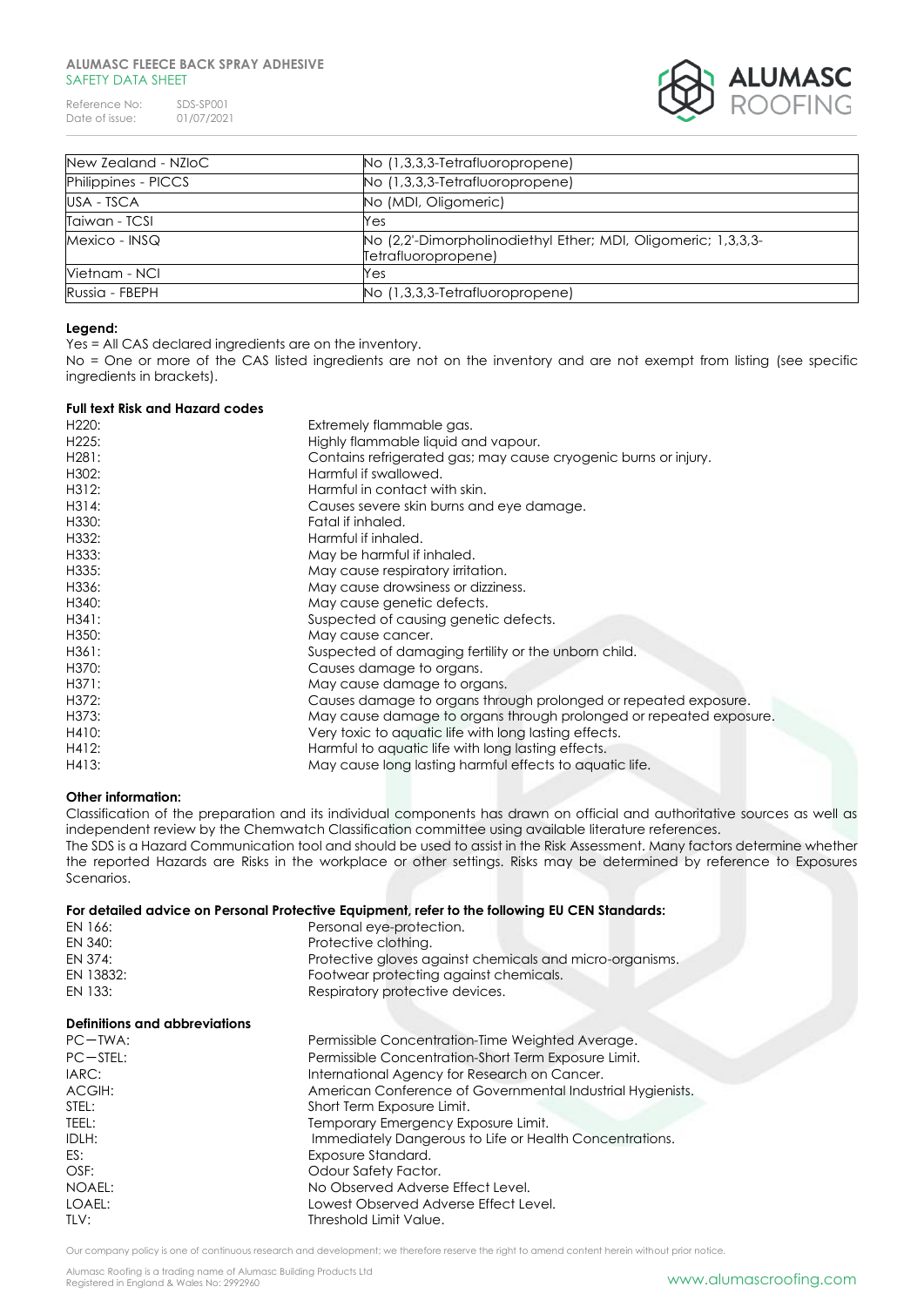| | |
|---|---|
| New Zealand - NZIoC | No (1,3,3,3-Tetrafluoropropene) |
| Philippines - PICCS | No (1,3,3,3-Tetrafluoropropene) |
| USA - TSCA | No (MDI, Oligomeric) |
| Taiwan - TCSI | Yes |
| Mexico - INSQ | No (2,2'-Dimorpholinodiethyl Ether; MDI, Oligomeric; 1,3,3,3-Tetrafluoropropene) |
| Vietnam - NCI | Yes |
| Russia - FBEPH | No (1,3,3,3-Tetrafluoropropene) |

**Legend:**

Yes = All CAS declared ingredients are on the inventory.

No = One or more of the CAS listed ingredients are not on the inventory and are not exempt from listing (see specific ingredients in brackets).

**Full text Risk and Hazard codes**

| | |
|---|---|
| H220: | Extremely flammable gas. |
| H225: | Highly flammable liquid and vapour. |
| H281: | Contains refrigerated gas; may cause cryogenic burns or injury. |
| H302: | Harmful if swallowed. |
| H312: | Harmful in contact with skin. |
| H314: | Causes severe skin burns and eye damage. |
| H330: | Fatal if inhaled. |
| H332: | Harmful if inhaled. |
| H333: | May be harmful if inhaled. |
| H335: | May cause respiratory irritation. |
| H336: | May cause drowsiness or dizziness. |
| H340: | May cause genetic defects. |
| H341: | Suspected of causing genetic defects. |
| H350: | May cause cancer. |
| H361: | Suspected of damaging fertility or the unborn child. |
| H370: | Causes damage to organs. |
| H371: | May cause damage to organs. |
| H372: | Causes damage to organs through prolonged or repeated exposure. |
| H373: | May cause damage to organs through prolonged or repeated exposure. |
| H410: | Very toxic to aquatic life with long lasting effects. |
| H412: | Harmful to aquatic life with long lasting effects. |
| H413: | May cause long lasting harmful effects to aquatic life. |

**Other information:**

Classification of the preparation and its individual components has drawn on official and authoritative sources as well as independent review by the Chemwatch Classification committee using available literature references.

The SDS is a Hazard Communication tool and should be used to assist in the Risk Assessment. Many factors determine whether the reported Hazards are Risks in the workplace or other settings. Risks may be determined by reference to Exposures Scenarios.

**For detailed advice on Personal Protective Equipment, refer to the following EU CEN Standards:**

| | |
|---|---|
| EN 166: | Personal eye-protection. |
| EN 340: | Protective clothing. |
| EN 374: | Protective gloves against chemicals and micro-organisms. |
| EN 13832: | Footwear protecting against chemicals. |
| EN 133: | Respiratory protective devices. |

**Definitions and abbreviations**

| | |
|---|---|
| PC—TWA: | Permissible Concentration-Time Weighted Average. |
| PC—STEL: | Permissible Concentration-Short Term Exposure Limit. |
| IARC: | International Agency for Research on Cancer. |
| ACGIH: | American Conference of Governmental Industrial Hygienists. |
| STEL: | Short Term Exposure Limit. |
| TEEL: | Temporary Emergency Exposure Limit. |
| IDLH: | Immediately Dangerous to Life or Health Concentrations. |
| ES: | Exposure Standard. |
| OSF: | Odour Safety Factor. |
| NOAEL: | No Observed Adverse Effect Level. |
| LOAEL: | Lowest Observed Adverse Effect Level. |
| TLV: | Threshold Limit Value. |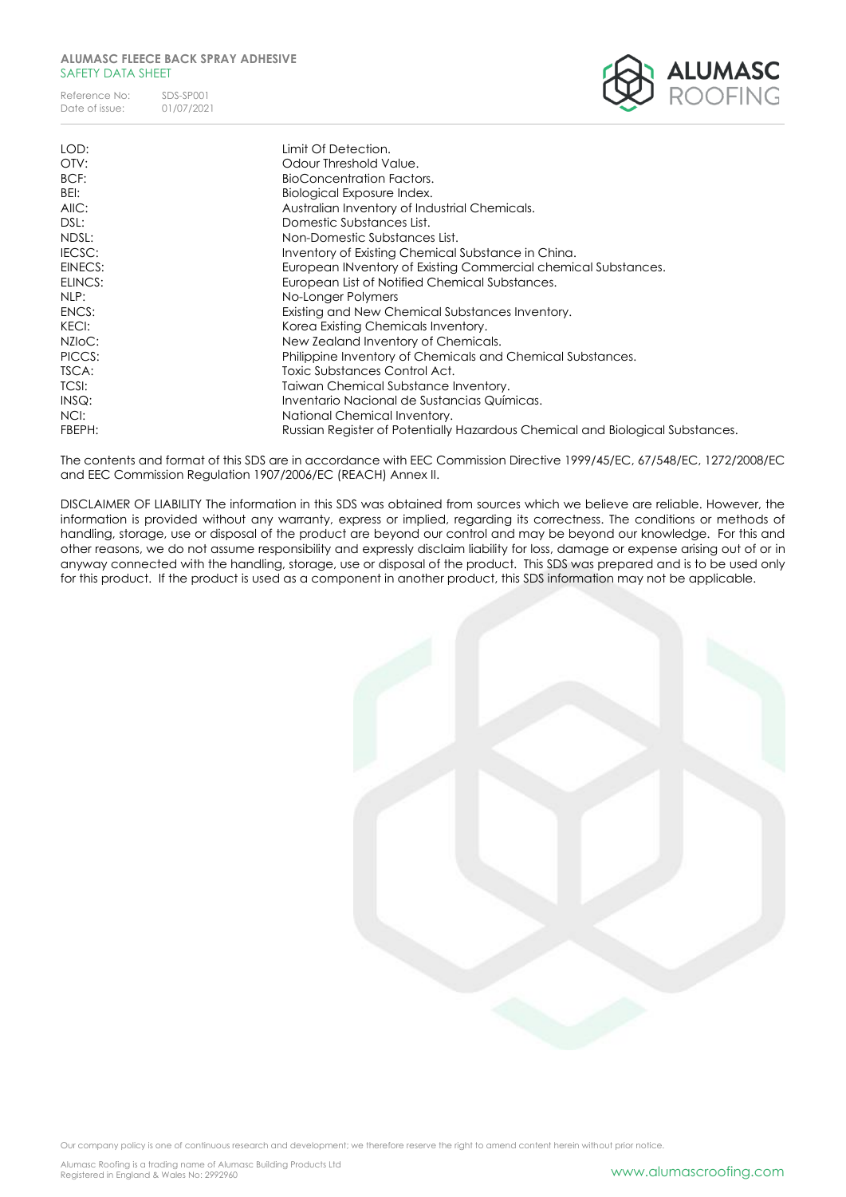| | |
|---|---|
| LOD: | Limit Of Detection. |
| OTV: | Odour Threshold Value. |
| BCF: | BioConcentration Factors. |
| BEI: | Biological Exposure Index. |
| AIIC: | Australian Inventory of Industrial Chemicals. |
| DSL: | Domestic Substances List. |
| NDSL: | Non-Domestic Substances List. |
| IECSC: | Inventory of Existing Chemical Substance in China. |
| EINECS: | European INventory of Existing Commercial chemical Substances. |
| ELINCS: | European List of Notified Chemical Substances. |
| NLP: | No-Longer Polymers |
| ENCS: | Existing and New Chemical Substances Inventory. |
| KECI: | Korea Existing Chemicals Inventory. |
| NZIoC: | New Zealand Inventory of Chemicals. |
| PICCS: | Philippine Inventory of Chemicals and Chemical Substances. |
| TSCA: | Toxic Substances Control Act. |
| TCSI: | Taiwan Chemical Substance Inventory. |
| INSQ: | Inventario Nacional de Sustancias Químicas. |
| NCI: | National Chemical Inventory. |
| FBEPH: | Russian Register of Potentially Hazardous Chemical and Biological Substances. |

The contents and format of this SDS are in accordance with EEC Commission Directive 1999/45/EC, 67/548/EC, 1272/2008/EC and EEC Commission Regulation 1907/2006/EC (REACH) Annex II.

DISCLAIMER OF LIABILITY The information in this SDS was obtained from sources which we believe are reliable. However, the information is provided without any warranty, express or implied, regarding its correctness. The conditions or methods of handling, storage, use or disposal of the product are beyond our control and may be beyond our knowledge. For this and other reasons, we do not assume responsibility and expressly disclaim liability for loss, damage or expense arising out of or in anyway connected with the handling, storage, use or disposal of the product. This SDS was prepared and is to be used only for this product. If the product is used as a component in another product, this SDS information may not be applicable.